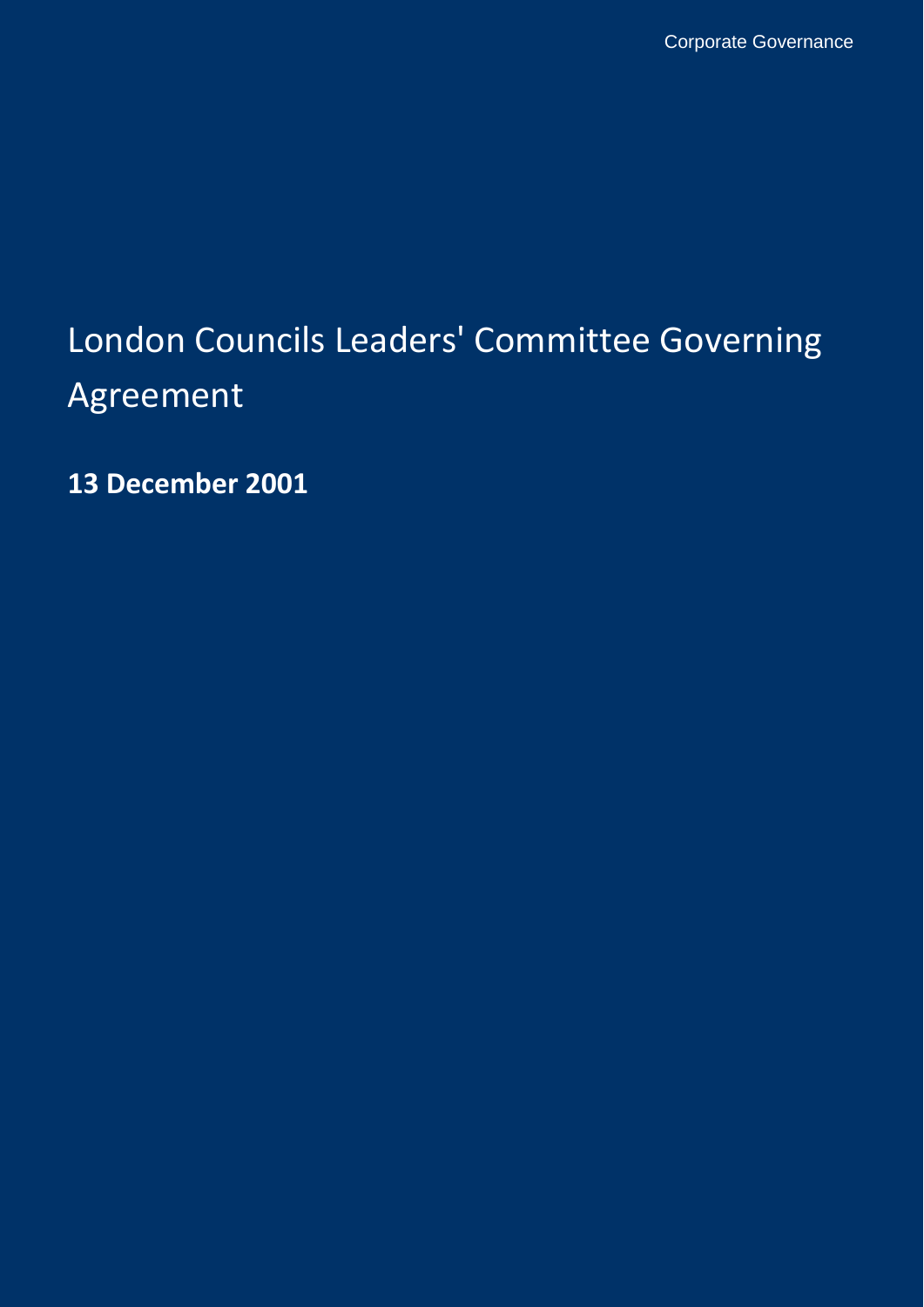Corporate Governance

# London Councils Leaders' Committee Governing Agreement

**13 December 2001**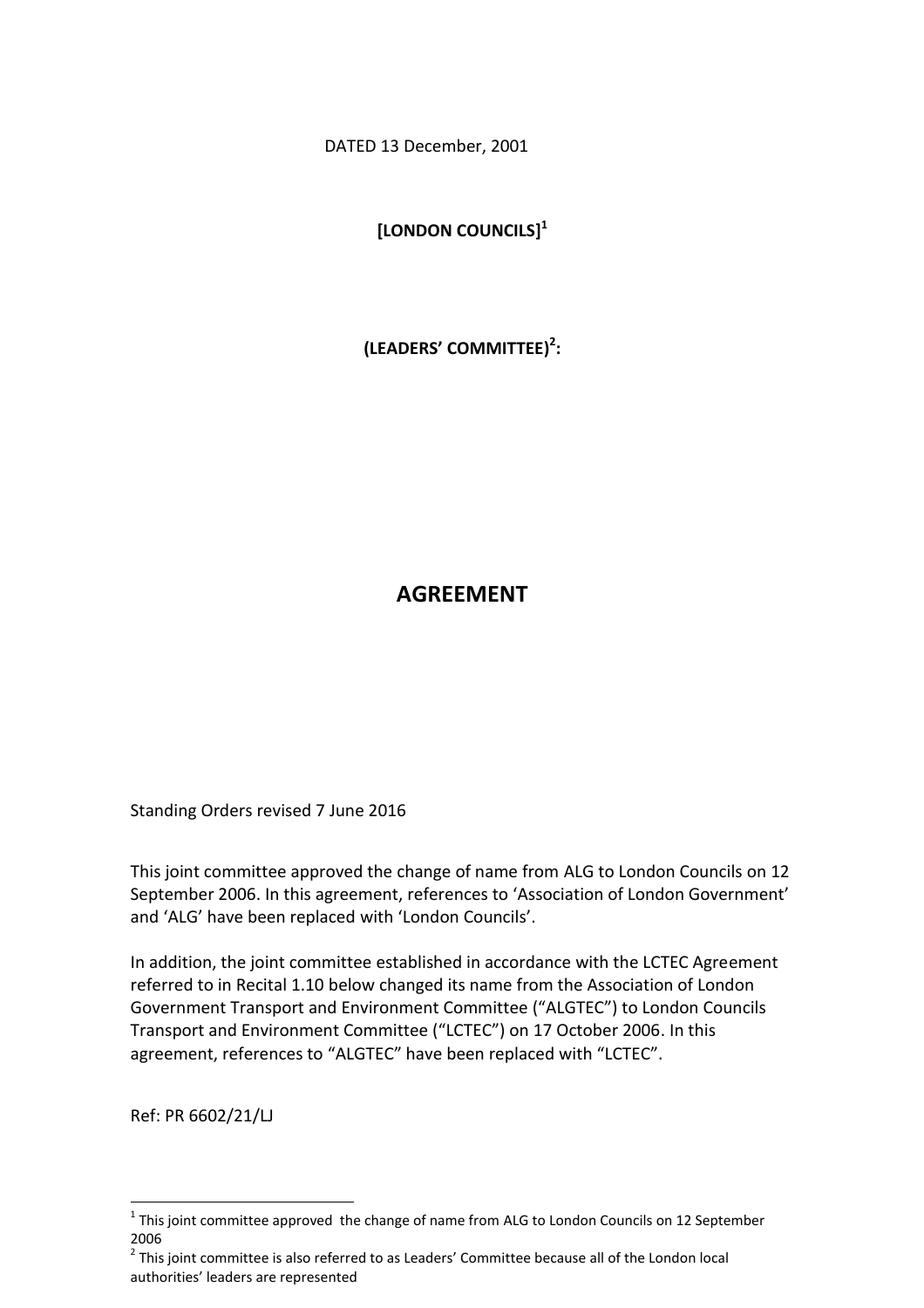DATED 13 December, 2001

**[LONDON COUNCILS][1]**

**(LEADERS' COMMITTEE)[2]:**

# AGREEMENT

Standing Orders revised 7 June 2016

This joint committee approved the change of name from ALG to London Councils on 12 September 2006. In this agreement, references to 'Association of London Government' and 'ALG' have been replaced with 'London Councils'.

In addition, the joint committee established in accordance with the LCTEC Agreement referred to in Recital 1.10 below changed its name from the Association of London Government Transport and Environment Committee ("ALGTEC") to London Councils Transport and Environment Committee ("LCTEC") on 17 October 2006. In this agreement, references to "ALGTEC" have been replaced with "LCTEC".

Ref: PR 6602/21/LJ

---

[1] This joint committee approved the change of name from ALG to London Councils on 12 September 2006

[2] This joint committee is also referred to as Leaders' Committee because all of the London local authorities' leaders are represented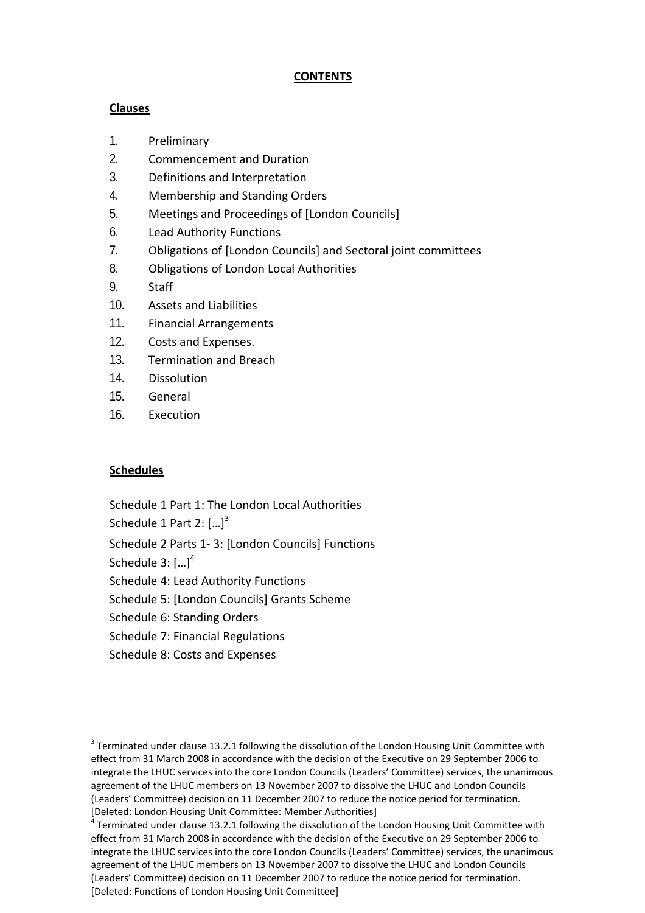**CONTENTS**

**Clauses**

1. Preliminary
2. Commencement and Duration
3. Definitions and Interpretation
4. Membership and Standing Orders
5. Meetings and Proceedings of [London Councils]
6. Lead Authority Functions
7. Obligations of [London Councils] and Sectoral joint committees
8. Obligations of London Local Authorities
9. Staff
10. Assets and Liabilities
11. Financial Arrangements
12. Costs and Expenses.
13. Termination and Breach
14. Dissolution
15. General
16. Execution

**Schedules**

Schedule 1 Part 1: The London Local Authorities

Schedule 1 Part 2: […][3]

Schedule 2 Parts 1- 3: [London Councils] Functions

Schedule 3: […][4]

Schedule 4: Lead Authority Functions

Schedule 5: [London Councils] Grants Scheme

Schedule 6: Standing Orders

Schedule 7: Financial Regulations

Schedule 8: Costs and Expenses

---

[3] Terminated under clause 13.2.1 following the dissolution of the London Housing Unit Committee with effect from 31 March 2008 in accordance with the decision of the Executive on 29 September 2006 to integrate the LHUC services into the core London Councils (Leaders' Committee) services, the unanimous agreement of the LHUC members on 13 November 2007 to dissolve the LHUC and London Councils (Leaders' Committee) decision on 11 December 2007 to reduce the notice period for termination. [Deleted: London Housing Unit Committee: Member Authorities]

[4] Terminated under clause 13.2.1 following the dissolution of the London Housing Unit Committee with effect from 31 March 2008 in accordance with the decision of the Executive on 29 September 2006 to integrate the LHUC services into the core London Councils (Leaders' Committee) services, the unanimous agreement of the LHUC members on 13 November 2007 to dissolve the LHUC and London Councils (Leaders' Committee) decision on 11 December 2007 to reduce the notice period for termination. [Deleted: Functions of London Housing Unit Committee]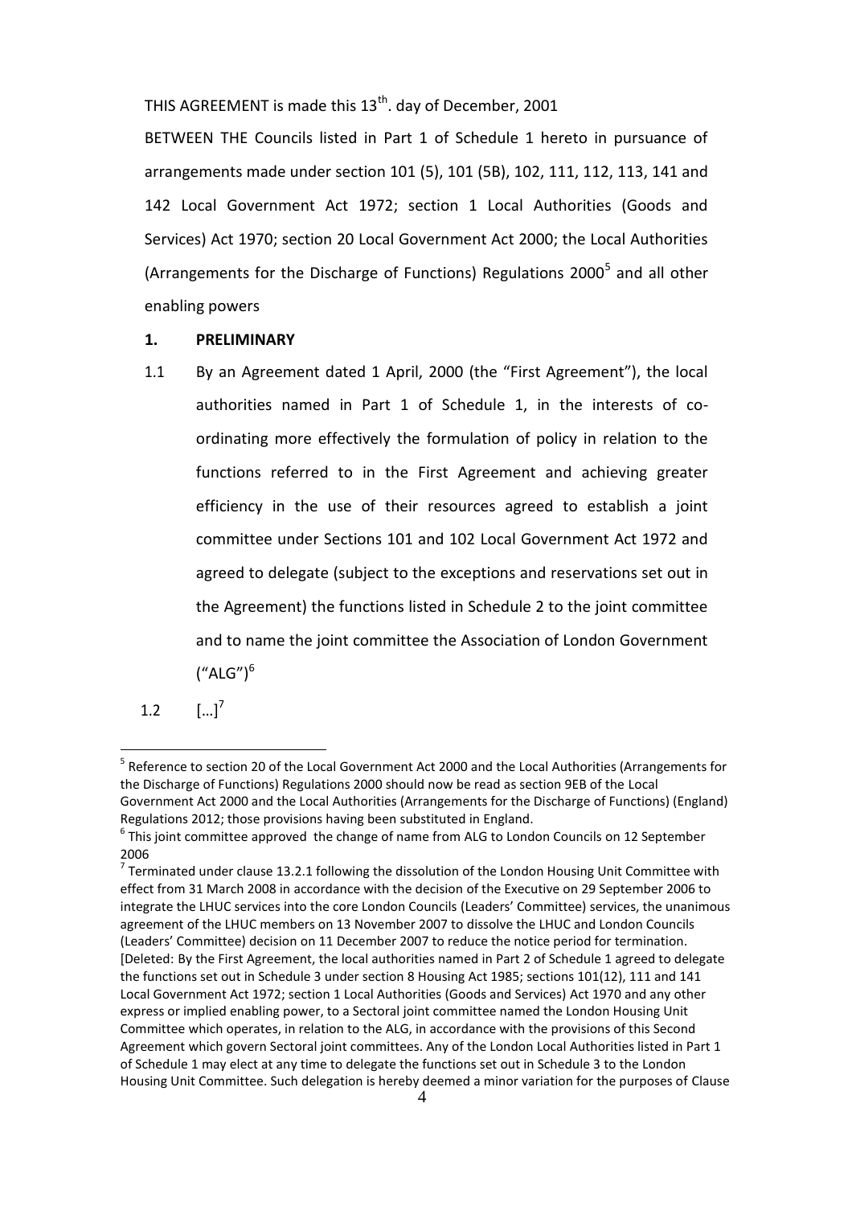THIS AGREEMENT is made this 13th. day of December, 2001

BETWEEN THE Councils listed in Part 1 of Schedule 1 hereto in pursuance of arrangements made under section 101 (5), 101 (5B), 102, 111, 112, 113, 141 and 142 Local Government Act 1972; section 1 Local Authorities (Goods and Services) Act 1970; section 20 Local Government Act 2000; the Local Authorities (Arrangements for the Discharge of Functions) Regulations 2000[5] and all other enabling powers

## 1. PRELIMINARY

1.1 By an Agreement dated 1 April, 2000 (the "First Agreement"), the local authorities named in Part 1 of Schedule 1, in the interests of co-ordinating more effectively the formulation of policy in relation to the functions referred to in the First Agreement and achieving greater efficiency in the use of their resources agreed to establish a joint committee under Sections 101 and 102 Local Government Act 1972 and agreed to delegate (subject to the exceptions and reservations set out in the Agreement) the functions listed in Schedule 2 to the joint committee and to name the joint committee the Association of London Government ("ALG")[6]

1.2 […][7]

---

[5] Reference to section 20 of the Local Government Act 2000 and the Local Authorities (Arrangements for the Discharge of Functions) Regulations 2000 should now be read as section 9EB of the Local Government Act 2000 and the Local Authorities (Arrangements for the Discharge of Functions) (England) Regulations 2012; those provisions having been substituted in England.

[6] This joint committee approved the change of name from ALG to London Councils on 12 September 2006

[7] Terminated under clause 13.2.1 following the dissolution of the London Housing Unit Committee with effect from 31 March 2008 in accordance with the decision of the Executive on 29 September 2006 to integrate the LHUC services into the core London Councils (Leaders' Committee) services, the unanimous agreement of the LHUC members on 13 November 2007 to dissolve the LHUC and London Councils (Leaders' Committee) decision on 11 December 2007 to reduce the notice period for termination. [Deleted: By the First Agreement, the local authorities named in Part 2 of Schedule 1 agreed to delegate the functions set out in Schedule 3 under section 8 Housing Act 1985; sections 101(12), 111 and 141 Local Government Act 1972; section 1 Local Authorities (Goods and Services) Act 1970 and any other express or implied enabling power, to a Sectoral joint committee named the London Housing Unit Committee which operates, in relation to the ALG, in accordance with the provisions of this Second Agreement which govern Sectoral joint committees. Any of the London Local Authorities listed in Part 1 of Schedule 1 may elect at any time to delegate the functions set out in Schedule 3 to the London Housing Unit Committee. Such delegation is hereby deemed a minor variation for the purposes of Clause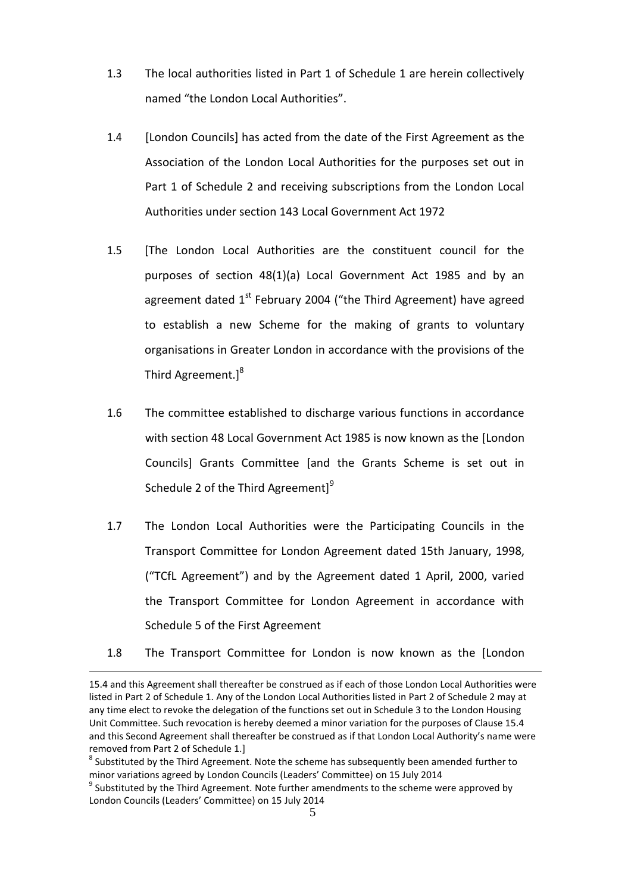1.3 The local authorities listed in Part 1 of Schedule 1 are herein collectively named “the London Local Authorities”.

1.4 [London Councils] has acted from the date of the First Agreement as the Association of the London Local Authorities for the purposes set out in Part 1 of Schedule 2 and receiving subscriptions from the London Local Authorities under section 143 Local Government Act 1972

1.5 [The London Local Authorities are the constituent council for the purposes of section 48(1)(a) Local Government Act 1985 and by an agreement dated 1st February 2004 (“the Third Agreement) have agreed to establish a new Scheme for the making of grants to voluntary organisations in Greater London in accordance with the provisions of the Third Agreement.][8]

1.6 The committee established to discharge various functions in accordance with section 48 Local Government Act 1985 is now known as the [London Councils] Grants Committee [and the Grants Scheme is set out in Schedule 2 of the Third Agreement][9]

1.7 The London Local Authorities were the Participating Councils in the Transport Committee for London Agreement dated 15th January, 1998, (“TCfL Agreement”) and by the Agreement dated 1 April, 2000, varied the Transport Committee for London Agreement in accordance with Schedule 5 of the First Agreement

1.8 The Transport Committee for London is now known as the [London

---

15.4 and this Agreement shall thereafter be construed as if each of those London Local Authorities were listed in Part 2 of Schedule 1. Any of the London Local Authorities listed in Part 2 of Schedule 2 may at any time elect to revoke the delegation of the functions set out in Schedule 3 to the London Housing Unit Committee. Such revocation is hereby deemed a minor variation for the purposes of Clause 15.4 and this Second Agreement shall thereafter be construed as if that London Local Authority's name were removed from Part 2 of Schedule 1.]

[8] Substituted by the Third Agreement. Note the scheme has subsequently been amended further to minor variations agreed by London Councils (Leaders' Committee) on 15 July 2014

[9] Substituted by the Third Agreement. Note further amendments to the scheme were approved by London Councils (Leaders' Committee) on 15 July 2014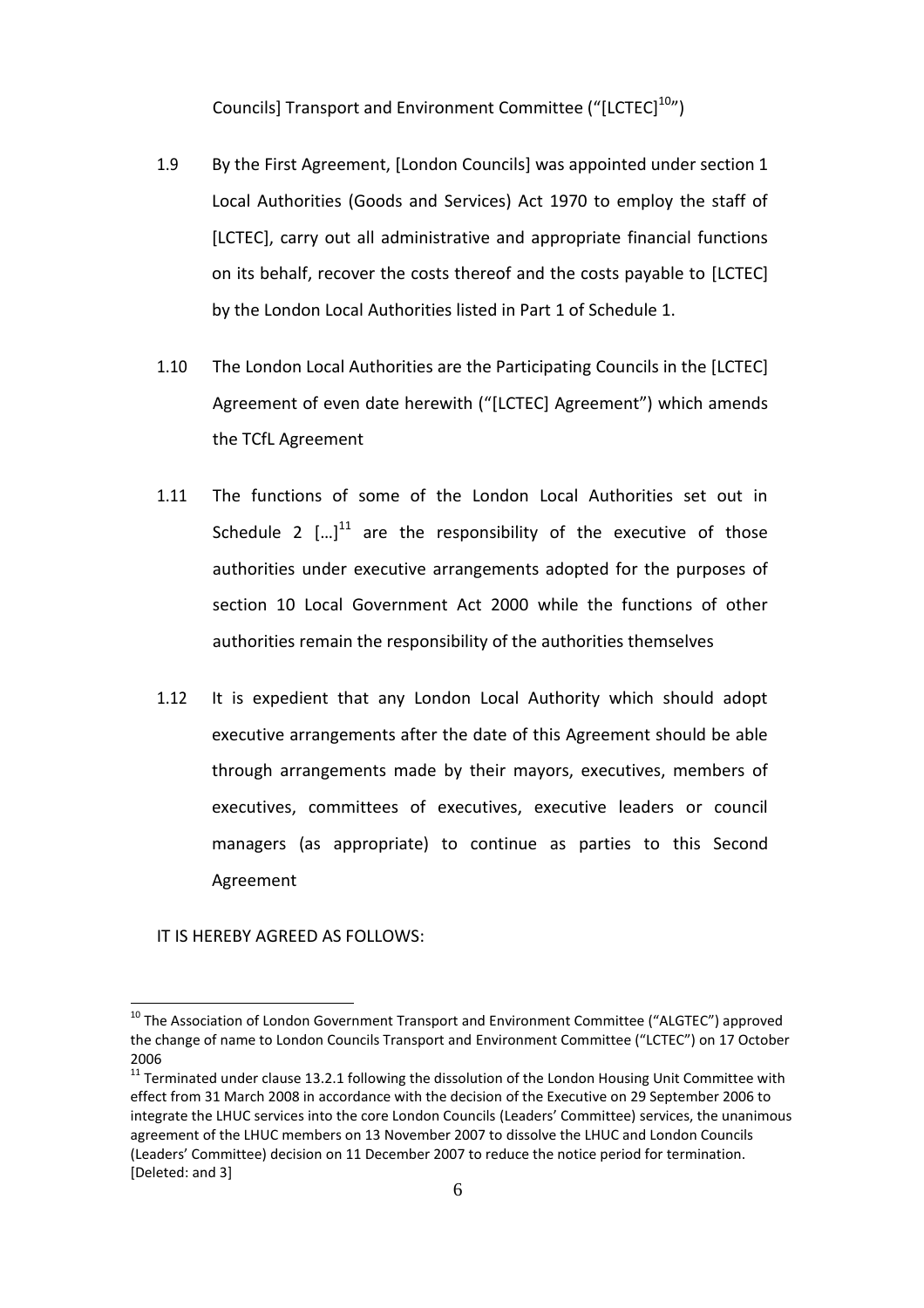Councils] Transport and Environment Committee ("[LCTEC][10]")

1.9 By the First Agreement, [London Councils] was appointed under section 1 Local Authorities (Goods and Services) Act 1970 to employ the staff of [LCTEC], carry out all administrative and appropriate financial functions on its behalf, recover the costs thereof and the costs payable to [LCTEC] by the London Local Authorities listed in Part 1 of Schedule 1.

1.10 The London Local Authorities are the Participating Councils in the [LCTEC] Agreement of even date herewith ("[LCTEC] Agreement") which amends the TCfL Agreement

1.11 The functions of some of the London Local Authorities set out in Schedule 2 […][11] are the responsibility of the executive of those authorities under executive arrangements adopted for the purposes of section 10 Local Government Act 2000 while the functions of other authorities remain the responsibility of the authorities themselves

1.12 It is expedient that any London Local Authority which should adopt executive arrangements after the date of this Agreement should be able through arrangements made by their mayors, executives, members of executives, committees of executives, executive leaders or council managers (as appropriate) to continue as parties to this Second Agreement

IT IS HEREBY AGREED AS FOLLOWS:

---

[10] The Association of London Government Transport and Environment Committee ("ALGTEC") approved the change of name to London Councils Transport and Environment Committee ("LCTEC") on 17 October 2006

[11] Terminated under clause 13.2.1 following the dissolution of the London Housing Unit Committee with effect from 31 March 2008 in accordance with the decision of the Executive on 29 September 2006 to integrate the LHUC services into the core London Councils (Leaders' Committee) services, the unanimous agreement of the LHUC members on 13 November 2007 to dissolve the LHUC and London Councils (Leaders' Committee) decision on 11 December 2007 to reduce the notice period for termination. [Deleted: and 3]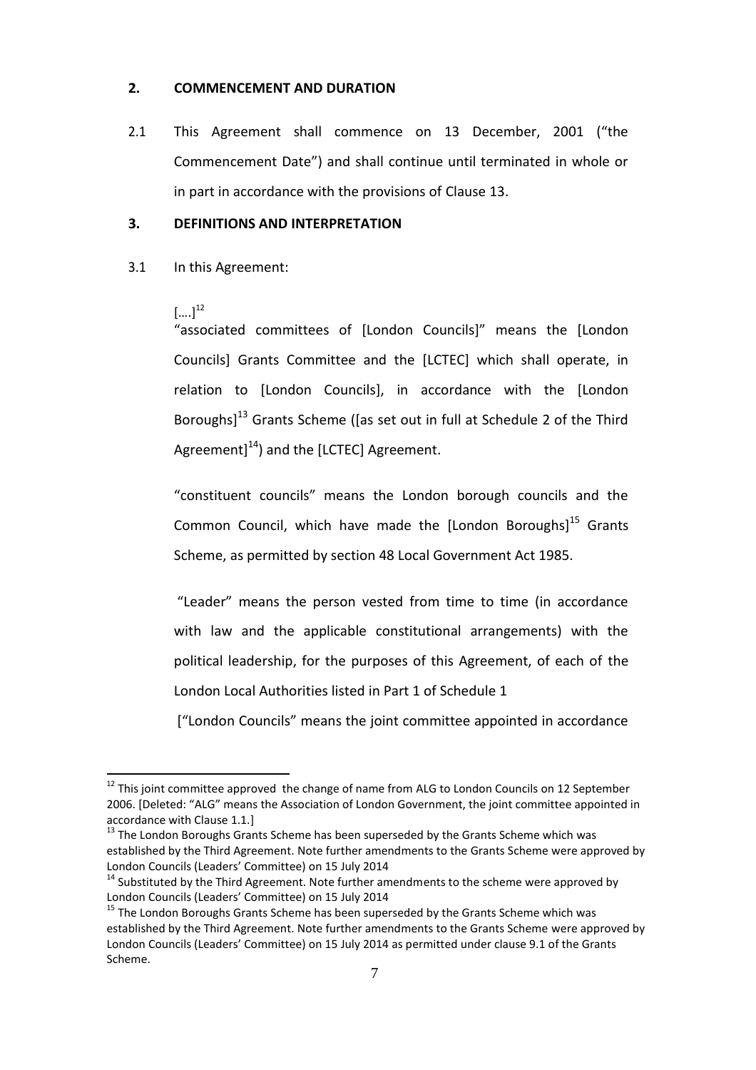## 2. COMMENCEMENT AND DURATION

2.1 This Agreement shall commence on 13 December, 2001 ("the Commencement Date") and shall continue until terminated in whole or in part in accordance with the provisions of Clause 13.

## 3. DEFINITIONS AND INTERPRETATION

3.1 In this Agreement:

[….][12]

"associated committees of [London Councils]" means the [London Councils] Grants Committee and the [LCTEC] which shall operate, in relation to [London Councils], in accordance with the [London Boroughs][13] Grants Scheme ([as set out in full at Schedule 2 of the Third Agreement][14]) and the [LCTEC] Agreement.

"constituent councils" means the London borough councils and the Common Council, which have made the [London Boroughs][15] Grants Scheme, as permitted by section 48 Local Government Act 1985.

"Leader" means the person vested from time to time (in accordance with law and the applicable constitutional arrangements) with the political leadership, for the purposes of this Agreement, of each of the London Local Authorities listed in Part 1 of Schedule 1

["London Councils" means the joint committee appointed in accordance

---

[12] This joint committee approved the change of name from ALG to London Councils on 12 September 2006. [Deleted: "ALG" means the Association of London Government, the joint committee appointed in accordance with Clause 1.1.]

[13] The London Boroughs Grants Scheme has been superseded by the Grants Scheme which was established by the Third Agreement. Note further amendments to the Grants Scheme were approved by London Councils (Leaders' Committee) on 15 July 2014

[14] Substituted by the Third Agreement. Note further amendments to the scheme were approved by London Councils (Leaders' Committee) on 15 July 2014

[15] The London Boroughs Grants Scheme has been superseded by the Grants Scheme which was established by the Third Agreement. Note further amendments to the Grants Scheme were approved by London Councils (Leaders' Committee) on 15 July 2014 as permitted under clause 9.1 of the Grants Scheme.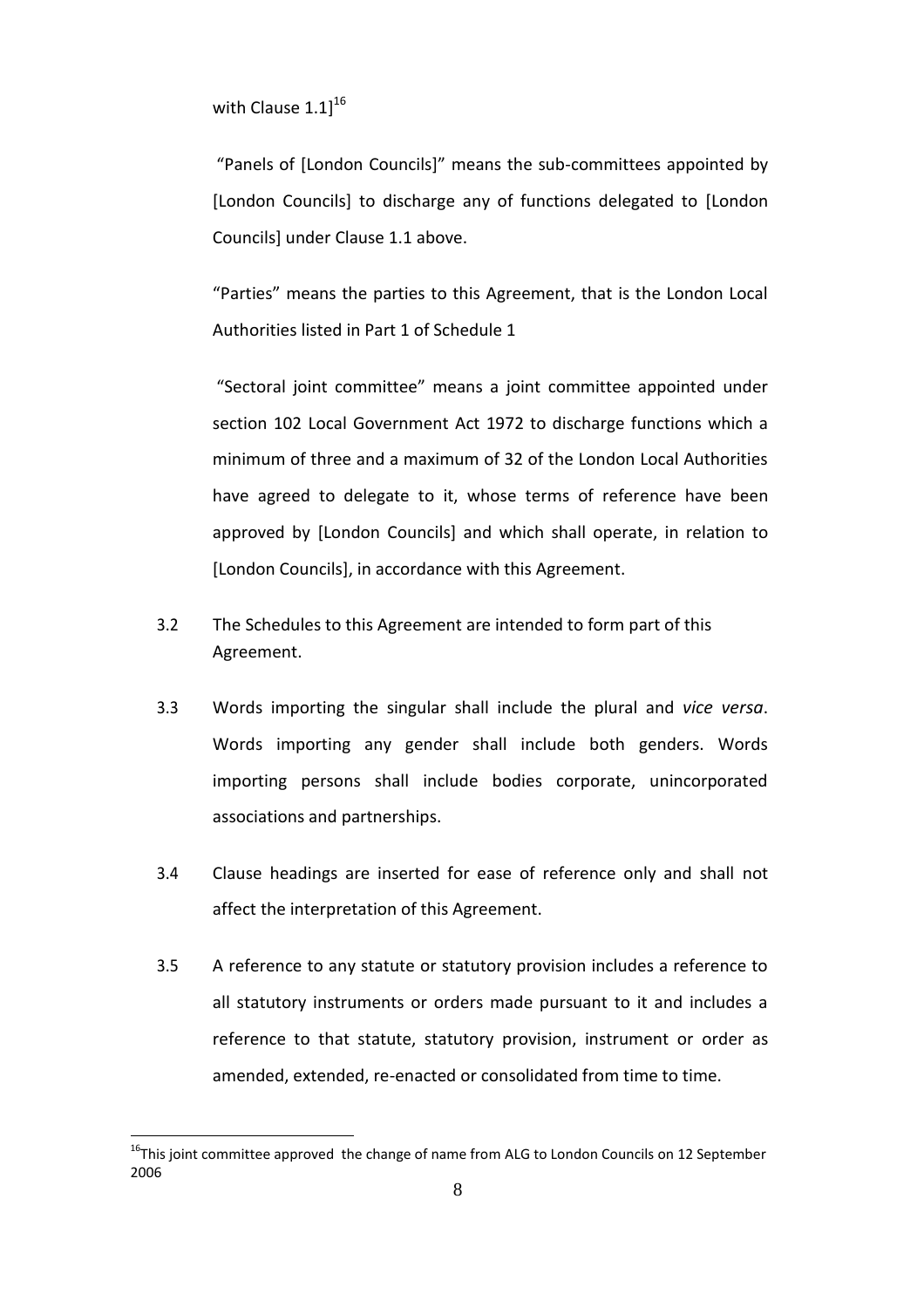with Clause 1.1][16]

"Panels of [London Councils]" means the sub-committees appointed by [London Councils] to discharge any of functions delegated to [London Councils] under Clause 1.1 above.

"Parties" means the parties to this Agreement, that is the London Local Authorities listed in Part 1 of Schedule 1

"Sectoral joint committee" means a joint committee appointed under section 102 Local Government Act 1972 to discharge functions which a minimum of three and a maximum of 32 of the London Local Authorities have agreed to delegate to it, whose terms of reference have been approved by [London Councils] and which shall operate, in relation to [London Councils], in accordance with this Agreement.

3.2 The Schedules to this Agreement are intended to form part of this Agreement.

3.3 Words importing the singular shall include the plural and *vice versa*. Words importing any gender shall include both genders. Words importing persons shall include bodies corporate, unincorporated associations and partnerships.

3.4 Clause headings are inserted for ease of reference only and shall not affect the interpretation of this Agreement.

3.5 A reference to any statute or statutory provision includes a reference to all statutory instruments or orders made pursuant to it and includes a reference to that statute, statutory provision, instrument or order as amended, extended, re-enacted or consolidated from time to time.

---

[16] This joint committee approved the change of name from ALG to London Councils on 12 September 2006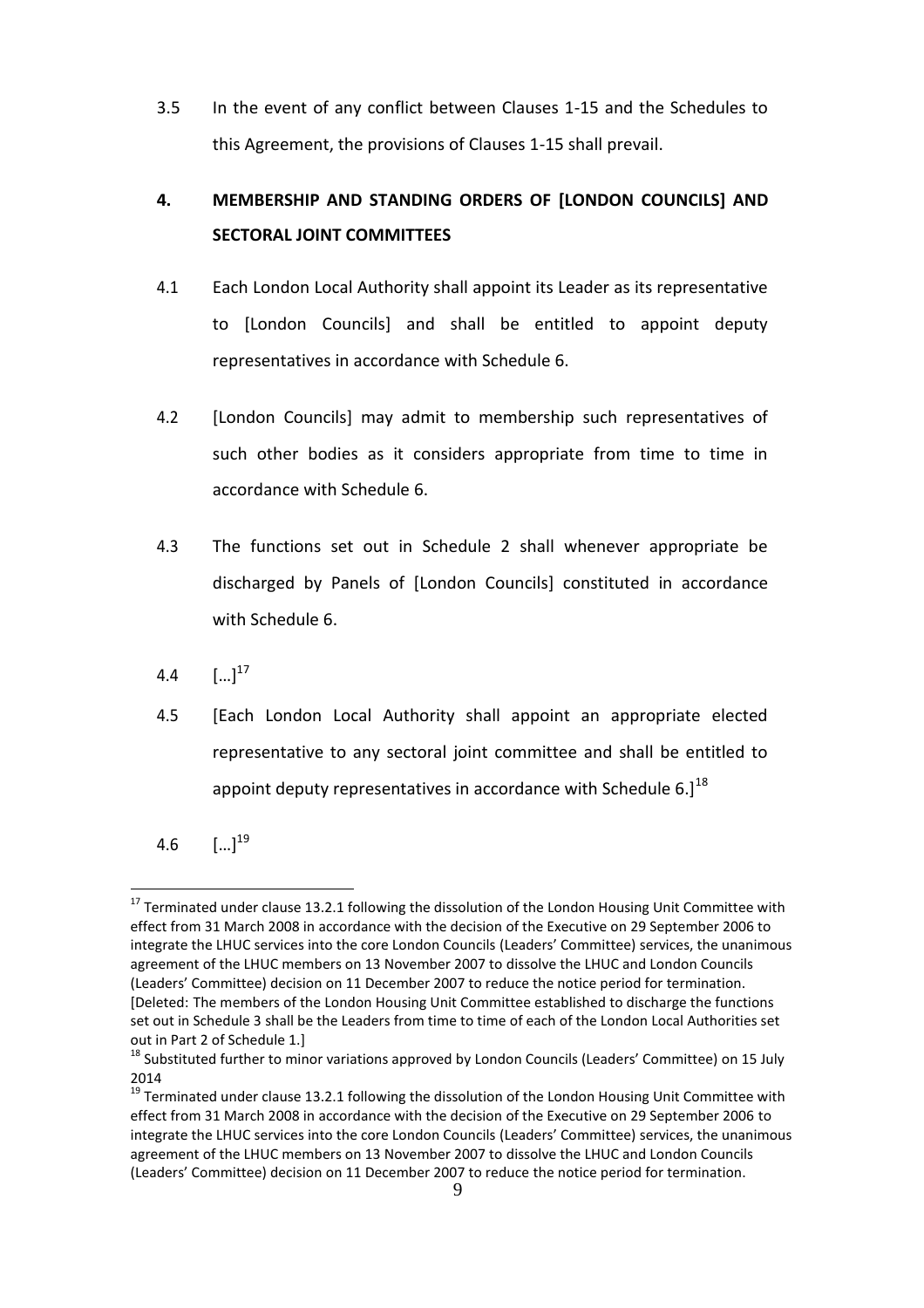3.5 In the event of any conflict between Clauses 1-15 and the Schedules to this Agreement, the provisions of Clauses 1-15 shall prevail.

## 4. MEMBERSHIP AND STANDING ORDERS OF [LONDON COUNCILS] AND SECTORAL JOINT COMMITTEES

4.1 Each London Local Authority shall appoint its Leader as its representative to [London Councils] and shall be entitled to appoint deputy representatives in accordance with Schedule 6.

4.2 [London Councils] may admit to membership such representatives of such other bodies as it considers appropriate from time to time in accordance with Schedule 6.

4.3 The functions set out in Schedule 2 shall whenever appropriate be discharged by Panels of [London Councils] constituted in accordance with Schedule 6.

4.4 […][17]

4.5 [Each London Local Authority shall appoint an appropriate elected representative to any sectoral joint committee and shall be entitled to appoint deputy representatives in accordance with Schedule 6.][18]

4.6 […][19]

---

[17] Terminated under clause 13.2.1 following the dissolution of the London Housing Unit Committee with effect from 31 March 2008 in accordance with the decision of the Executive on 29 September 2006 to integrate the LHUC services into the core London Councils (Leaders' Committee) services, the unanimous agreement of the LHUC members on 13 November 2007 to dissolve the LHUC and London Councils (Leaders' Committee) decision on 11 December 2007 to reduce the notice period for termination. [Deleted: The members of the London Housing Unit Committee established to discharge the functions set out in Schedule 3 shall be the Leaders from time to time of each of the London Local Authorities set out in Part 2 of Schedule 1.]

[18] Substituted further to minor variations approved by London Councils (Leaders' Committee) on 15 July 2014

[19] Terminated under clause 13.2.1 following the dissolution of the London Housing Unit Committee with effect from 31 March 2008 in accordance with the decision of the Executive on 29 September 2006 to integrate the LHUC services into the core London Councils (Leaders' Committee) services, the unanimous agreement of the LHUC members on 13 November 2007 to dissolve the LHUC and London Councils (Leaders' Committee) decision on 11 December 2007 to reduce the notice period for termination.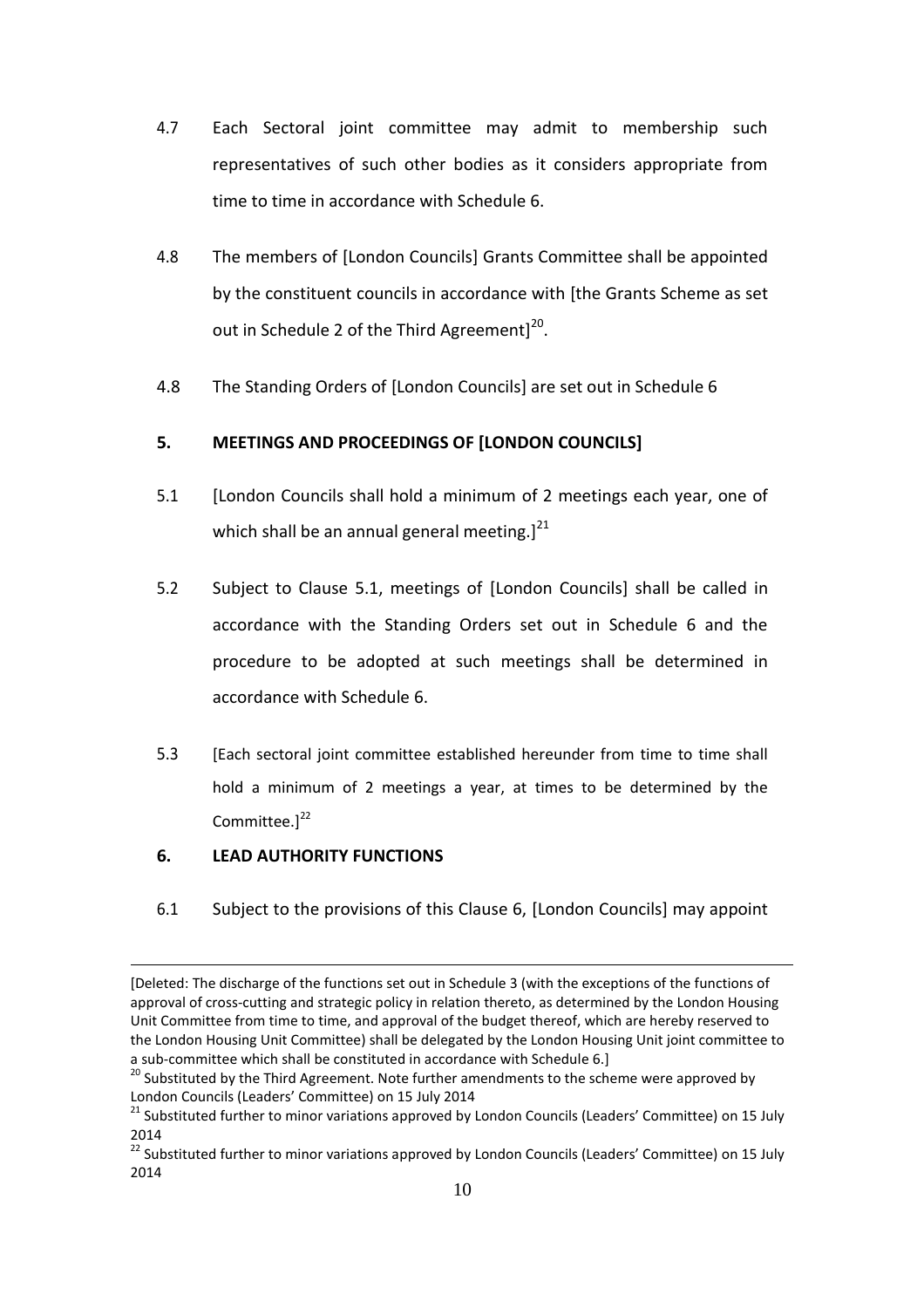4.7 Each Sectoral joint committee may admit to membership such representatives of such other bodies as it considers appropriate from time to time in accordance with Schedule 6.

4.8 The members of [London Councils] Grants Committee shall be appointed by the constituent councils in accordance with [the Grants Scheme as set out in Schedule 2 of the Third Agreement][20].

4.8 The Standing Orders of [London Councils] are set out in Schedule 6

## 5. MEETINGS AND PROCEEDINGS OF [LONDON COUNCILS]

5.1 [London Councils shall hold a minimum of 2 meetings each year, one of which shall be an annual general meeting.][21]

5.2 Subject to Clause 5.1, meetings of [London Councils] shall be called in accordance with the Standing Orders set out in Schedule 6 and the procedure to be adopted at such meetings shall be determined in accordance with Schedule 6.

5.3 [Each sectoral joint committee established hereunder from time to time shall hold a minimum of 2 meetings a year, at times to be determined by the Committee.][22]

## 6. LEAD AUTHORITY FUNCTIONS

6.1 Subject to the provisions of this Clause 6, [London Councils] may appoint

---

[Deleted: The discharge of the functions set out in Schedule 3 (with the exceptions of the functions of approval of cross-cutting and strategic policy in relation thereto, as determined by the London Housing Unit Committee from time to time, and approval of the budget thereof, which are hereby reserved to the London Housing Unit Committee) shall be delegated by the London Housing Unit joint committee to a sub-committee which shall be constituted in accordance with Schedule 6.]

[20] Substituted by the Third Agreement. Note further amendments to the scheme were approved by London Councils (Leaders' Committee) on 15 July 2014

[21] Substituted further to minor variations approved by London Councils (Leaders' Committee) on 15 July 2014

[22] Substituted further to minor variations approved by London Councils (Leaders' Committee) on 15 July 2014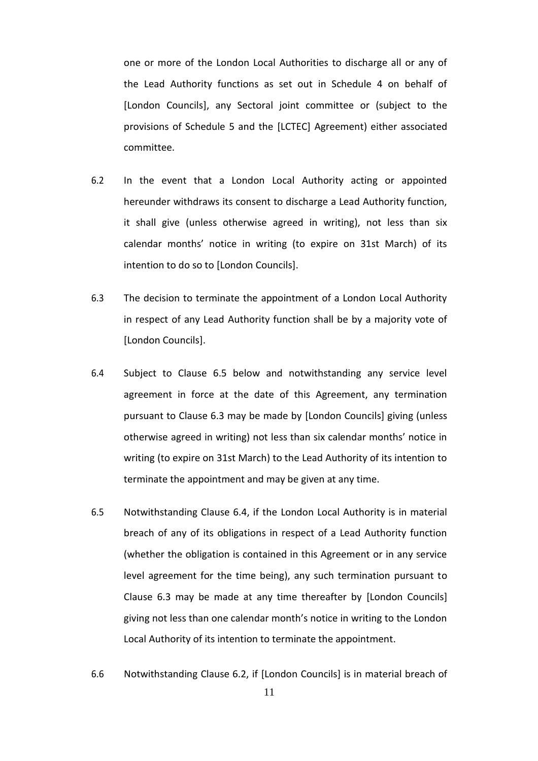one or more of the London Local Authorities to discharge all or any of the Lead Authority functions as set out in Schedule 4 on behalf of [London Councils], any Sectoral joint committee or (subject to the provisions of Schedule 5 and the [LCTEC] Agreement) either associated committee.

6.2 In the event that a London Local Authority acting or appointed hereunder withdraws its consent to discharge a Lead Authority function, it shall give (unless otherwise agreed in writing), not less than six calendar months' notice in writing (to expire on 31st March) of its intention to do so to [London Councils].

6.3 The decision to terminate the appointment of a London Local Authority in respect of any Lead Authority function shall be by a majority vote of [London Councils].

6.4 Subject to Clause 6.5 below and notwithstanding any service level agreement in force at the date of this Agreement, any termination pursuant to Clause 6.3 may be made by [London Councils] giving (unless otherwise agreed in writing) not less than six calendar months' notice in writing (to expire on 31st March) to the Lead Authority of its intention to terminate the appointment and may be given at any time.

6.5 Notwithstanding Clause 6.4, if the London Local Authority is in material breach of any of its obligations in respect of a Lead Authority function (whether the obligation is contained in this Agreement or in any service level agreement for the time being), any such termination pursuant to Clause 6.3 may be made at any time thereafter by [London Councils] giving not less than one calendar month's notice in writing to the London Local Authority of its intention to terminate the appointment.

6.6 Notwithstanding Clause 6.2, if [London Councils] is in material breach of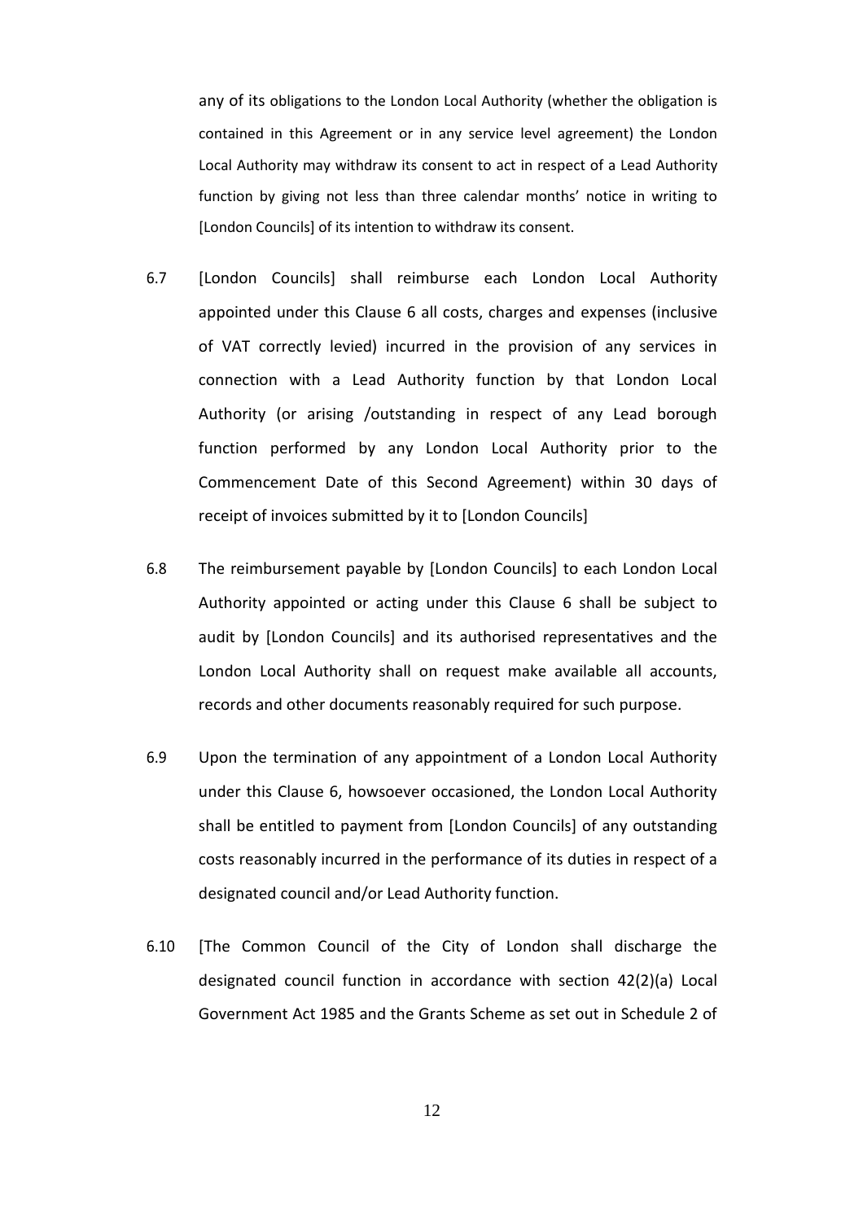any of its obligations to the London Local Authority (whether the obligation is contained in this Agreement or in any service level agreement) the London Local Authority may withdraw its consent to act in respect of a Lead Authority function by giving not less than three calendar months' notice in writing to [London Councils] of its intention to withdraw its consent.

6.7 [London Councils] shall reimburse each London Local Authority appointed under this Clause 6 all costs, charges and expenses (inclusive of VAT correctly levied) incurred in the provision of any services in connection with a Lead Authority function by that London Local Authority (or arising /outstanding in respect of any Lead borough function performed by any London Local Authority prior to the Commencement Date of this Second Agreement) within 30 days of receipt of invoices submitted by it to [London Councils]

6.8 The reimbursement payable by [London Councils] to each London Local Authority appointed or acting under this Clause 6 shall be subject to audit by [London Councils] and its authorised representatives and the London Local Authority shall on request make available all accounts, records and other documents reasonably required for such purpose.

6.9 Upon the termination of any appointment of a London Local Authority under this Clause 6, howsoever occasioned, the London Local Authority shall be entitled to payment from [London Councils] of any outstanding costs reasonably incurred in the performance of its duties in respect of a designated council and/or Lead Authority function.

6.10 [The Common Council of the City of London shall discharge the designated council function in accordance with section 42(2)(a) Local Government Act 1985 and the Grants Scheme as set out in Schedule 2 of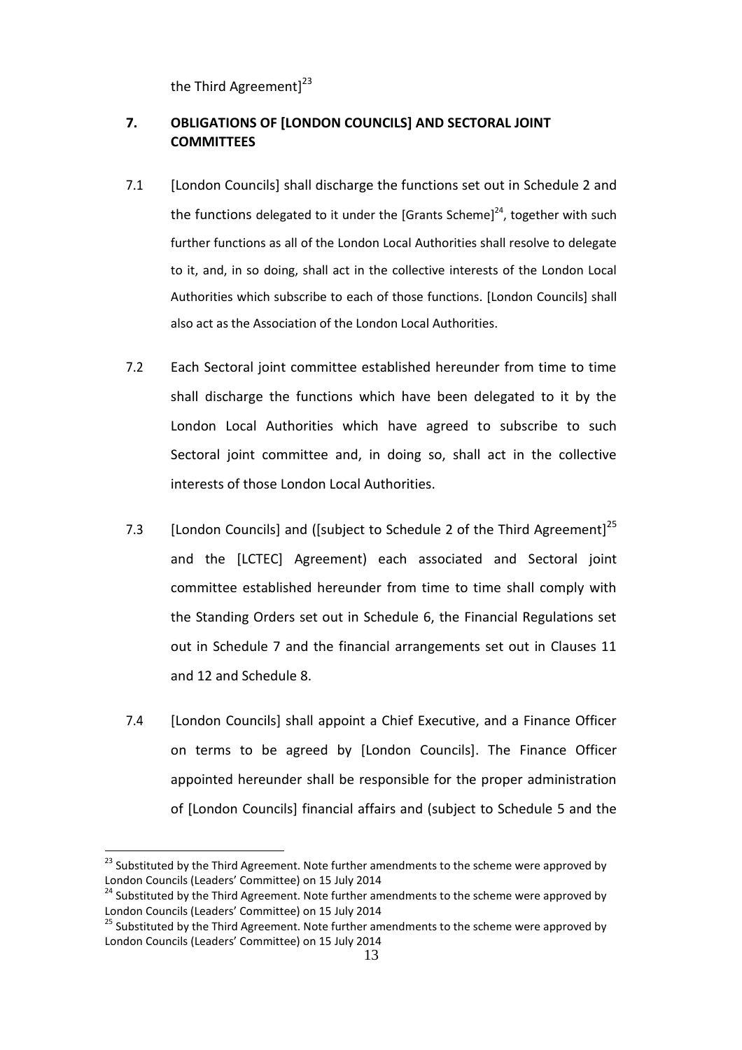the Third Agreement][23]

## 7. OBLIGATIONS OF [LONDON COUNCILS] AND SECTORAL JOINT COMMITTEES

7.1 [London Councils] shall discharge the functions set out in Schedule 2 and the functions delegated to it under the [Grants Scheme][24], together with such further functions as all of the London Local Authorities shall resolve to delegate to it, and, in so doing, shall act in the collective interests of the London Local Authorities which subscribe to each of those functions. [London Councils] shall also act as the Association of the London Local Authorities.

7.2 Each Sectoral joint committee established hereunder from time to time shall discharge the functions which have been delegated to it by the London Local Authorities which have agreed to subscribe to such Sectoral joint committee and, in doing so, shall act in the collective interests of those London Local Authorities.

7.3 [London Councils] and ([subject to Schedule 2 of the Third Agreement][25] and the [LCTEC] Agreement) each associated and Sectoral joint committee established hereunder from time to time shall comply with the Standing Orders set out in Schedule 6, the Financial Regulations set out in Schedule 7 and the financial arrangements set out in Clauses 11 and 12 and Schedule 8.

7.4 [London Councils] shall appoint a Chief Executive, and a Finance Officer on terms to be agreed by [London Councils]. The Finance Officer appointed hereunder shall be responsible for the proper administration of [London Councils] financial affairs and (subject to Schedule 5 and the

---

[23] Substituted by the Third Agreement. Note further amendments to the scheme were approved by London Councils (Leaders' Committee) on 15 July 2014

[24] Substituted by the Third Agreement. Note further amendments to the scheme were approved by London Councils (Leaders' Committee) on 15 July 2014

[25] Substituted by the Third Agreement. Note further amendments to the scheme were approved by London Councils (Leaders' Committee) on 15 July 2014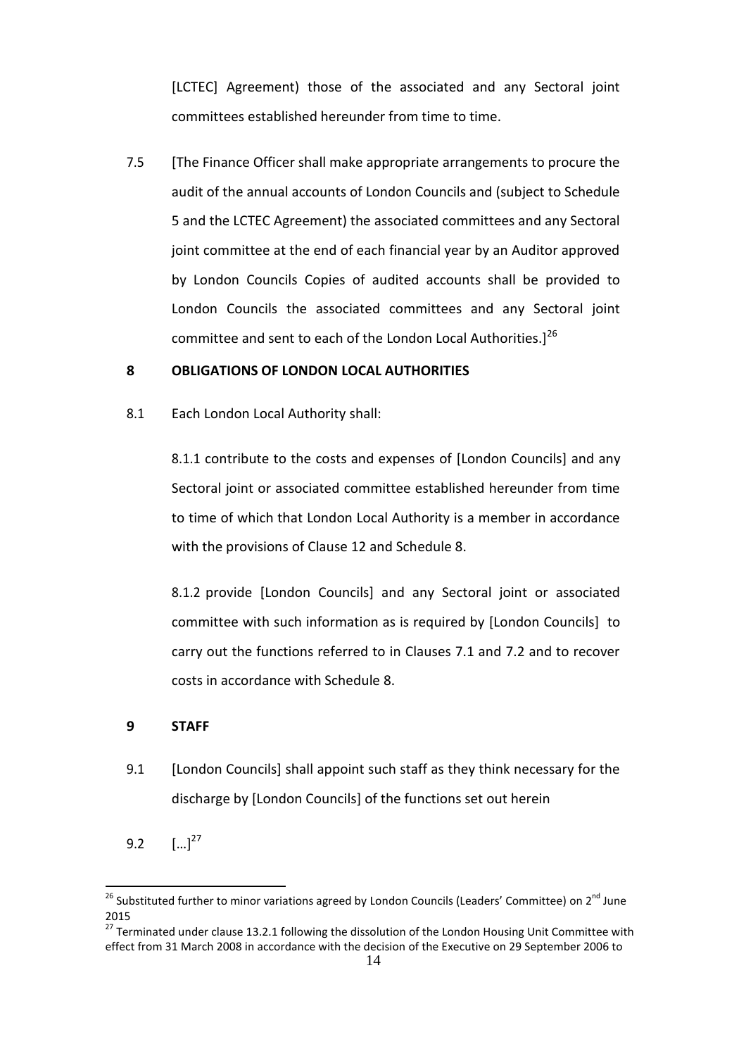[LCTEC] Agreement) those of the associated and any Sectoral joint committees established hereunder from time to time.

7.5 [The Finance Officer shall make appropriate arrangements to procure the audit of the annual accounts of London Councils and (subject to Schedule 5 and the LCTEC Agreement) the associated committees and any Sectoral joint committee at the end of each financial year by an Auditor approved by London Councils Copies of audited accounts shall be provided to London Councils the associated committees and any Sectoral joint committee and sent to each of the London Local Authorities.][26]

**8 OBLIGATIONS OF LONDON LOCAL AUTHORITIES**

8.1 Each London Local Authority shall:

8.1.1 contribute to the costs and expenses of [London Councils] and any Sectoral joint or associated committee established hereunder from time to time of which that London Local Authority is a member in accordance with the provisions of Clause 12 and Schedule 8.

8.1.2 provide [London Councils] and any Sectoral joint or associated committee with such information as is required by [London Councils] to carry out the functions referred to in Clauses 7.1 and 7.2 and to recover costs in accordance with Schedule 8.

**9 STAFF**

9.1 [London Councils] shall appoint such staff as they think necessary for the discharge by [London Councils] of the functions set out herein

9.2 […][27]

---

[26] Substituted further to minor variations agreed by London Councils (Leaders' Committee) on 2nd June 2015

[27] Terminated under clause 13.2.1 following the dissolution of the London Housing Unit Committee with effect from 31 March 2008 in accordance with the decision of the Executive on 29 September 2006 to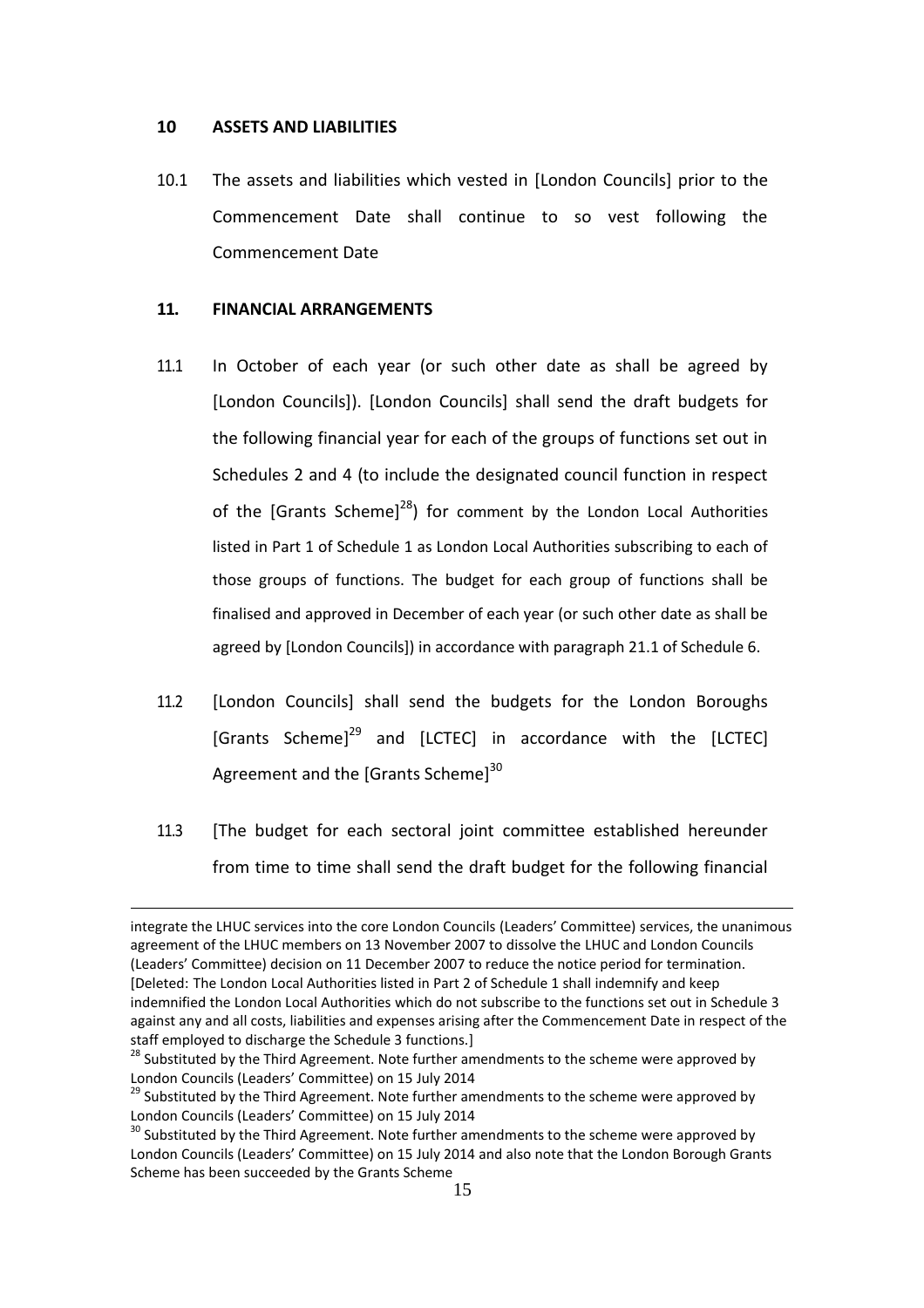## 10 ASSETS AND LIABILITIES

10.1 The assets and liabilities which vested in [London Councils] prior to the Commencement Date shall continue to so vest following the Commencement Date

## 11. FINANCIAL ARRANGEMENTS

11.1 In October of each year (or such other date as shall be agreed by [London Councils]). [London Councils] shall send the draft budgets for the following financial year for each of the groups of functions set out in Schedules 2 and 4 (to include the designated council function in respect of the [Grants Scheme][28]) for comment by the London Local Authorities listed in Part 1 of Schedule 1 as London Local Authorities subscribing to each of those groups of functions. The budget for each group of functions shall be finalised and approved in December of each year (or such other date as shall be agreed by [London Councils]) in accordance with paragraph 21.1 of Schedule 6.

11.2 [London Councils] shall send the budgets for the London Boroughs [Grants Scheme][29] and [LCTEC] in accordance with the [LCTEC] Agreement and the [Grants Scheme][30]

11.3 [The budget for each sectoral joint committee established hereunder from time to time shall send the draft budget for the following financial

---

integrate the LHUC services into the core London Councils (Leaders' Committee) services, the unanimous agreement of the LHUC members on 13 November 2007 to dissolve the LHUC and London Councils (Leaders' Committee) decision on 11 December 2007 to reduce the notice period for termination. [Deleted: The London Local Authorities listed in Part 2 of Schedule 1 shall indemnify and keep indemnified the London Local Authorities which do not subscribe to the functions set out in Schedule 3 against any and all costs, liabilities and expenses arising after the Commencement Date in respect of the staff employed to discharge the Schedule 3 functions.]

[28] Substituted by the Third Agreement. Note further amendments to the scheme were approved by London Councils (Leaders' Committee) on 15 July 2014

[29] Substituted by the Third Agreement. Note further amendments to the scheme were approved by London Councils (Leaders' Committee) on 15 July 2014

[30] Substituted by the Third Agreement. Note further amendments to the scheme were approved by London Councils (Leaders' Committee) on 15 July 2014 and also note that the London Borough Grants Scheme has been succeeded by the Grants Scheme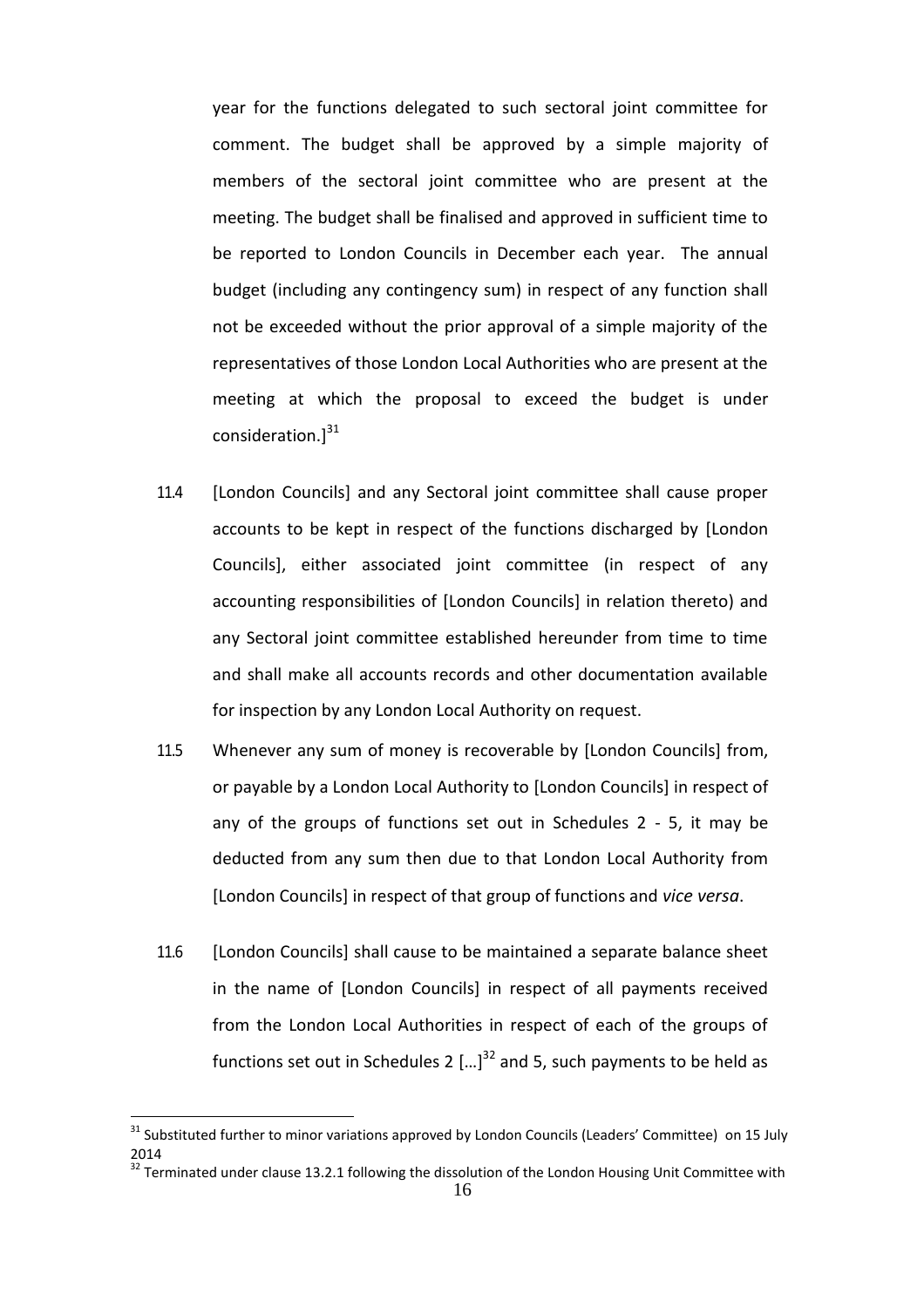year for the functions delegated to such sectoral joint committee for comment. The budget shall be approved by a simple majority of members of the sectoral joint committee who are present at the meeting. The budget shall be finalised and approved in sufficient time to be reported to London Councils in December each year. The annual budget (including any contingency sum) in respect of any function shall not be exceeded without the prior approval of a simple majority of the representatives of those London Local Authorities who are present at the meeting at which the proposal to exceed the budget is under consideration.][31]

11.4 [London Councils] and any Sectoral joint committee shall cause proper accounts to be kept in respect of the functions discharged by [London Councils], either associated joint committee (in respect of any accounting responsibilities of [London Councils] in relation thereto) and any Sectoral joint committee established hereunder from time to time and shall make all accounts records and other documentation available for inspection by any London Local Authority on request.

11.5 Whenever any sum of money is recoverable by [London Councils] from, or payable by a London Local Authority to [London Councils] in respect of any of the groups of functions set out in Schedules 2 - 5, it may be deducted from any sum then due to that London Local Authority from [London Councils] in respect of that group of functions and *vice versa*.

11.6 [London Councils] shall cause to be maintained a separate balance sheet in the name of [London Councils] in respect of all payments received from the London Local Authorities in respect of each of the groups of functions set out in Schedules 2 […][32] and 5, such payments to be held as

---

[31] Substituted further to minor variations approved by London Councils (Leaders' Committee) on 15 July 2014

[32] Terminated under clause 13.2.1 following the dissolution of the London Housing Unit Committee with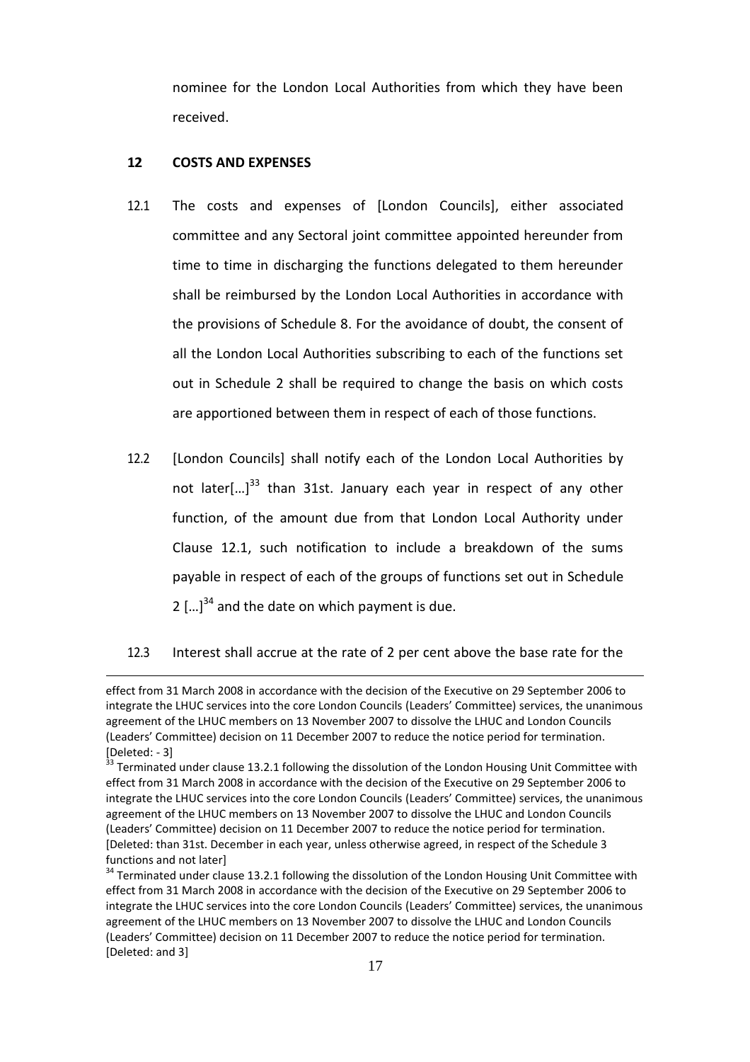nominee for the London Local Authorities from which they have been received.

## 12 COSTS AND EXPENSES

12.1 The costs and expenses of [London Councils], either associated committee and any Sectoral joint committee appointed hereunder from time to time in discharging the functions delegated to them hereunder shall be reimbursed by the London Local Authorities in accordance with the provisions of Schedule 8. For the avoidance of doubt, the consent of all the London Local Authorities subscribing to each of the functions set out in Schedule 2 shall be required to change the basis on which costs are apportioned between them in respect of each of those functions.

12.2 [London Councils] shall notify each of the London Local Authorities by not later[…][33] than 31st. January each year in respect of any other function, of the amount due from that London Local Authority under Clause 12.1, such notification to include a breakdown of the sums payable in respect of each of the groups of functions set out in Schedule 2 […][34] and the date on which payment is due.

12.3 Interest shall accrue at the rate of 2 per cent above the base rate for the

---

effect from 31 March 2008 in accordance with the decision of the Executive on 29 September 2006 to integrate the LHUC services into the core London Councils (Leaders' Committee) services, the unanimous agreement of the LHUC members on 13 November 2007 to dissolve the LHUC and London Councils (Leaders' Committee) decision on 11 December 2007 to reduce the notice period for termination. [Deleted: - 3]

[33] Terminated under clause 13.2.1 following the dissolution of the London Housing Unit Committee with effect from 31 March 2008 in accordance with the decision of the Executive on 29 September 2006 to integrate the LHUC services into the core London Councils (Leaders' Committee) services, the unanimous agreement of the LHUC members on 13 November 2007 to dissolve the LHUC and London Councils (Leaders' Committee) decision on 11 December 2007 to reduce the notice period for termination. [Deleted: than 31st. December in each year, unless otherwise agreed, in respect of the Schedule 3 functions and not later]

[34] Terminated under clause 13.2.1 following the dissolution of the London Housing Unit Committee with effect from 31 March 2008 in accordance with the decision of the Executive on 29 September 2006 to integrate the LHUC services into the core London Councils (Leaders' Committee) services, the unanimous agreement of the LHUC members on 13 November 2007 to dissolve the LHUC and London Councils (Leaders' Committee) decision on 11 December 2007 to reduce the notice period for termination. [Deleted: and 3]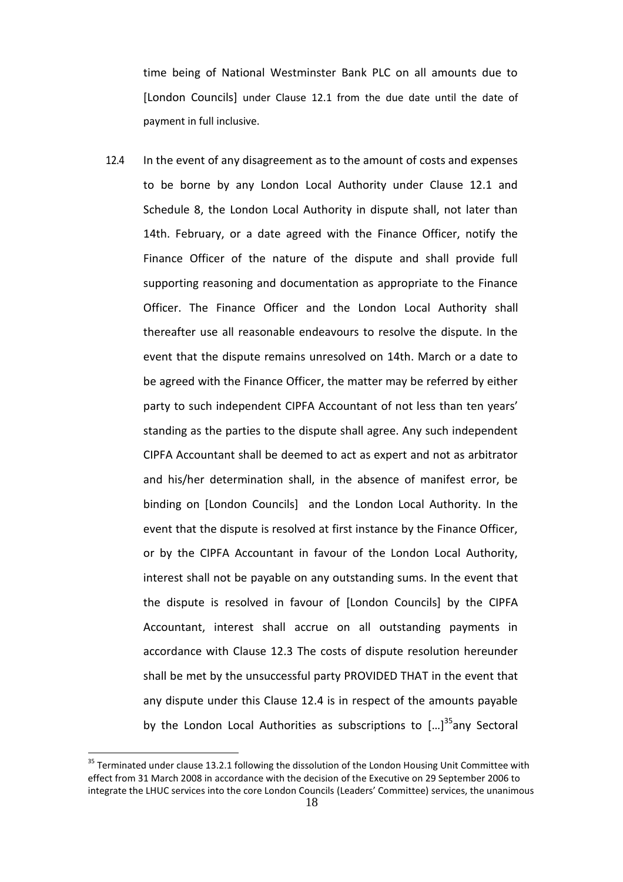time being of National Westminster Bank PLC on all amounts due to [London Councils] under Clause 12.1 from the due date until the date of payment in full inclusive.

12.4 In the event of any disagreement as to the amount of costs and expenses to be borne by any London Local Authority under Clause 12.1 and Schedule 8, the London Local Authority in dispute shall, not later than 14th. February, or a date agreed with the Finance Officer, notify the Finance Officer of the nature of the dispute and shall provide full supporting reasoning and documentation as appropriate to the Finance Officer. The Finance Officer and the London Local Authority shall thereafter use all reasonable endeavours to resolve the dispute. In the event that the dispute remains unresolved on 14th. March or a date to be agreed with the Finance Officer, the matter may be referred by either party to such independent CIPFA Accountant of not less than ten years' standing as the parties to the dispute shall agree. Any such independent CIPFA Accountant shall be deemed to act as expert and not as arbitrator and his/her determination shall, in the absence of manifest error, be binding on [London Councils] and the London Local Authority. In the event that the dispute is resolved at first instance by the Finance Officer, or by the CIPFA Accountant in favour of the London Local Authority, interest shall not be payable on any outstanding sums. In the event that the dispute is resolved in favour of [London Councils] by the CIPFA Accountant, interest shall accrue on all outstanding payments in accordance with Clause 12.3 The costs of dispute resolution hereunder shall be met by the unsuccessful party PROVIDED THAT in the event that any dispute under this Clause 12.4 is in respect of the amounts payable by the London Local Authorities as subscriptions to […][35]any Sectoral

[35] Terminated under clause 13.2.1 following the dissolution of the London Housing Unit Committee with effect from 31 March 2008 in accordance with the decision of the Executive on 29 September 2006 to integrate the LHUC services into the core London Councils (Leaders' Committee) services, the unanimous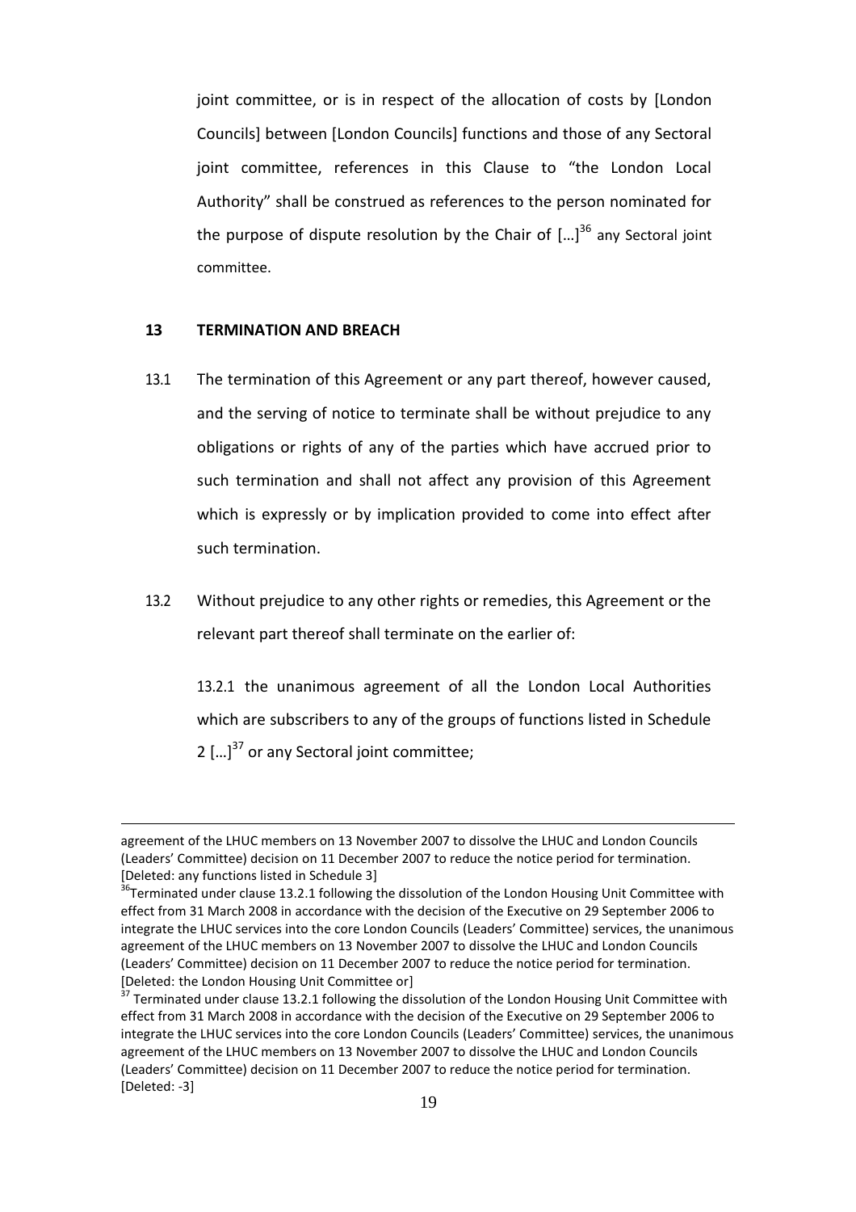joint committee, or is in respect of the allocation of costs by [London Councils] between [London Councils] functions and those of any Sectoral joint committee, references in this Clause to "the London Local Authority" shall be construed as references to the person nominated for the purpose of dispute resolution by the Chair of […][36] any Sectoral joint committee.

## 13 TERMINATION AND BREACH

13.1 The termination of this Agreement or any part thereof, however caused, and the serving of notice to terminate shall be without prejudice to any obligations or rights of any of the parties which have accrued prior to such termination and shall not affect any provision of this Agreement which is expressly or by implication provided to come into effect after such termination.

13.2 Without prejudice to any other rights or remedies, this Agreement or the relevant part thereof shall terminate on the earlier of:

13.2.1 the unanimous agreement of all the London Local Authorities which are subscribers to any of the groups of functions listed in Schedule 2 […][37] or any Sectoral joint committee;

---

agreement of the LHUC members on 13 November 2007 to dissolve the LHUC and London Councils (Leaders' Committee) decision on 11 December 2007 to reduce the notice period for termination. [Deleted: any functions listed in Schedule 3]

[36] Terminated under clause 13.2.1 following the dissolution of the London Housing Unit Committee with effect from 31 March 2008 in accordance with the decision of the Executive on 29 September 2006 to integrate the LHUC services into the core London Councils (Leaders' Committee) services, the unanimous agreement of the LHUC members on 13 November 2007 to dissolve the LHUC and London Councils (Leaders' Committee) decision on 11 December 2007 to reduce the notice period for termination. [Deleted: the London Housing Unit Committee or]

[37] Terminated under clause 13.2.1 following the dissolution of the London Housing Unit Committee with effect from 31 March 2008 in accordance with the decision of the Executive on 29 September 2006 to integrate the LHUC services into the core London Councils (Leaders' Committee) services, the unanimous agreement of the LHUC members on 13 November 2007 to dissolve the LHUC and London Councils (Leaders' Committee) decision on 11 December 2007 to reduce the notice period for termination. [Deleted: -3]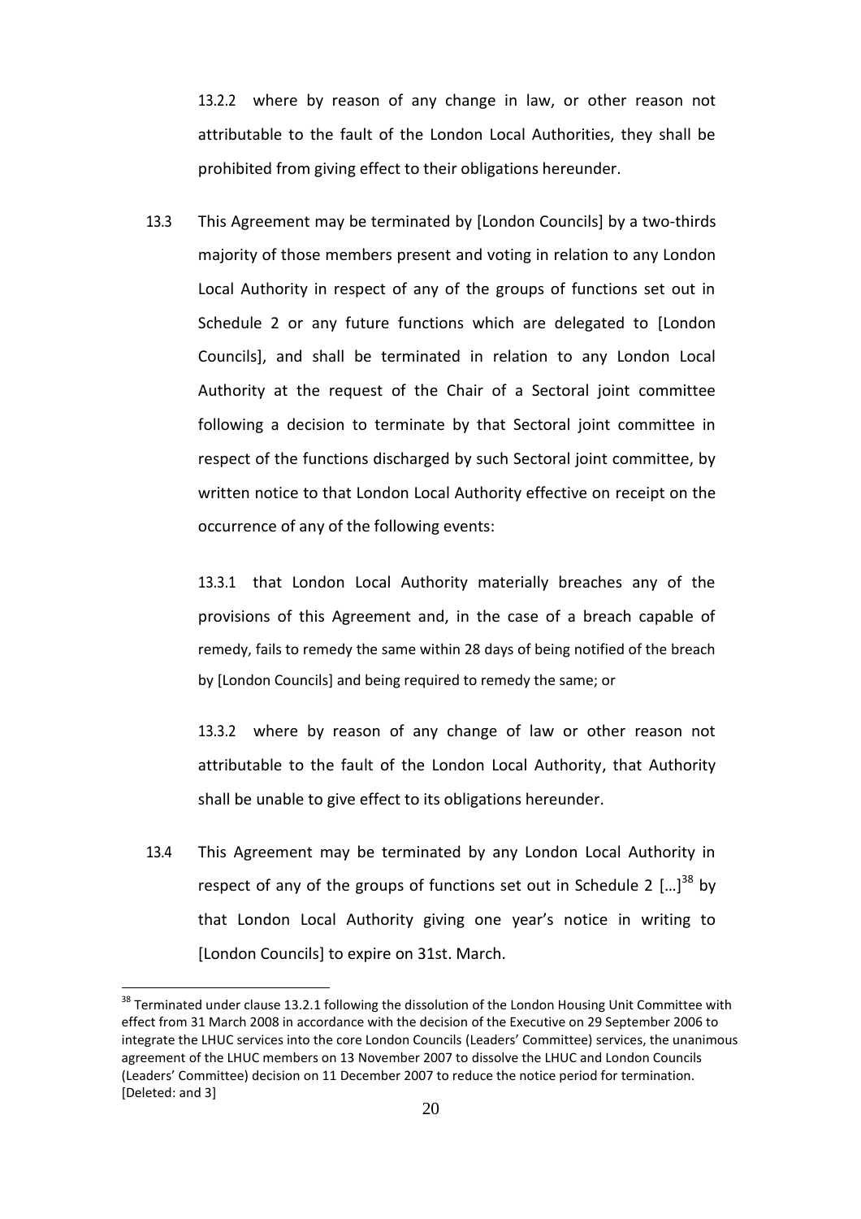13.2.2 where by reason of any change in law, or other reason not attributable to the fault of the London Local Authorities, they shall be prohibited from giving effect to their obligations hereunder.

13.3 This Agreement may be terminated by [London Councils] by a two-thirds majority of those members present and voting in relation to any London Local Authority in respect of any of the groups of functions set out in Schedule 2 or any future functions which are delegated to [London Councils], and shall be terminated in relation to any London Local Authority at the request of the Chair of a Sectoral joint committee following a decision to terminate by that Sectoral joint committee in respect of the functions discharged by such Sectoral joint committee, by written notice to that London Local Authority effective on receipt on the occurrence of any of the following events:

13.3.1 that London Local Authority materially breaches any of the provisions of this Agreement and, in the case of a breach capable of remedy, fails to remedy the same within 28 days of being notified of the breach by [London Councils] and being required to remedy the same; or

13.3.2 where by reason of any change of law or other reason not attributable to the fault of the London Local Authority, that Authority shall be unable to give effect to its obligations hereunder.

13.4 This Agreement may be terminated by any London Local Authority in respect of any of the groups of functions set out in Schedule 2 […][38] by that London Local Authority giving one year's notice in writing to [London Councils] to expire on 31st. March.

[38] Terminated under clause 13.2.1 following the dissolution of the London Housing Unit Committee with effect from 31 March 2008 in accordance with the decision of the Executive on 29 September 2006 to integrate the LHUC services into the core London Councils (Leaders' Committee) services, the unanimous agreement of the LHUC members on 13 November 2007 to dissolve the LHUC and London Councils (Leaders' Committee) decision on 11 December 2007 to reduce the notice period for termination. [Deleted: and 3]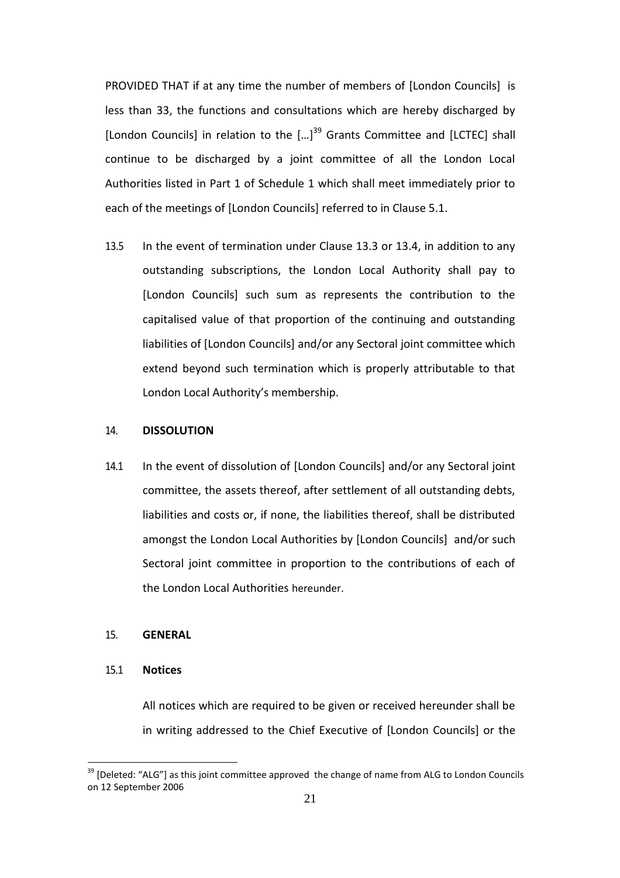PROVIDED THAT if at any time the number of members of [London Councils] is less than 33, the functions and consultations which are hereby discharged by [London Councils] in relation to the […][39] Grants Committee and [LCTEC] shall continue to be discharged by a joint committee of all the London Local Authorities listed in Part 1 of Schedule 1 which shall meet immediately prior to each of the meetings of [London Councils] referred to in Clause 5.1.

13.5 In the event of termination under Clause 13.3 or 13.4, in addition to any outstanding subscriptions, the London Local Authority shall pay to [London Councils] such sum as represents the contribution to the capitalised value of that proportion of the continuing and outstanding liabilities of [London Councils] and/or any Sectoral joint committee which extend beyond such termination which is properly attributable to that London Local Authority's membership.

14. **DISSOLUTION**

14.1 In the event of dissolution of [London Councils] and/or any Sectoral joint committee, the assets thereof, after settlement of all outstanding debts, liabilities and costs or, if none, the liabilities thereof, shall be distributed amongst the London Local Authorities by [London Councils] and/or such Sectoral joint committee in proportion to the contributions of each of the London Local Authorities hereunder.

15. **GENERAL**

15.1 **Notices**

All notices which are required to be given or received hereunder shall be in writing addressed to the Chief Executive of [London Councils] or the

[39] [Deleted: "ALG"] as this joint committee approved the change of name from ALG to London Councils on 12 September 2006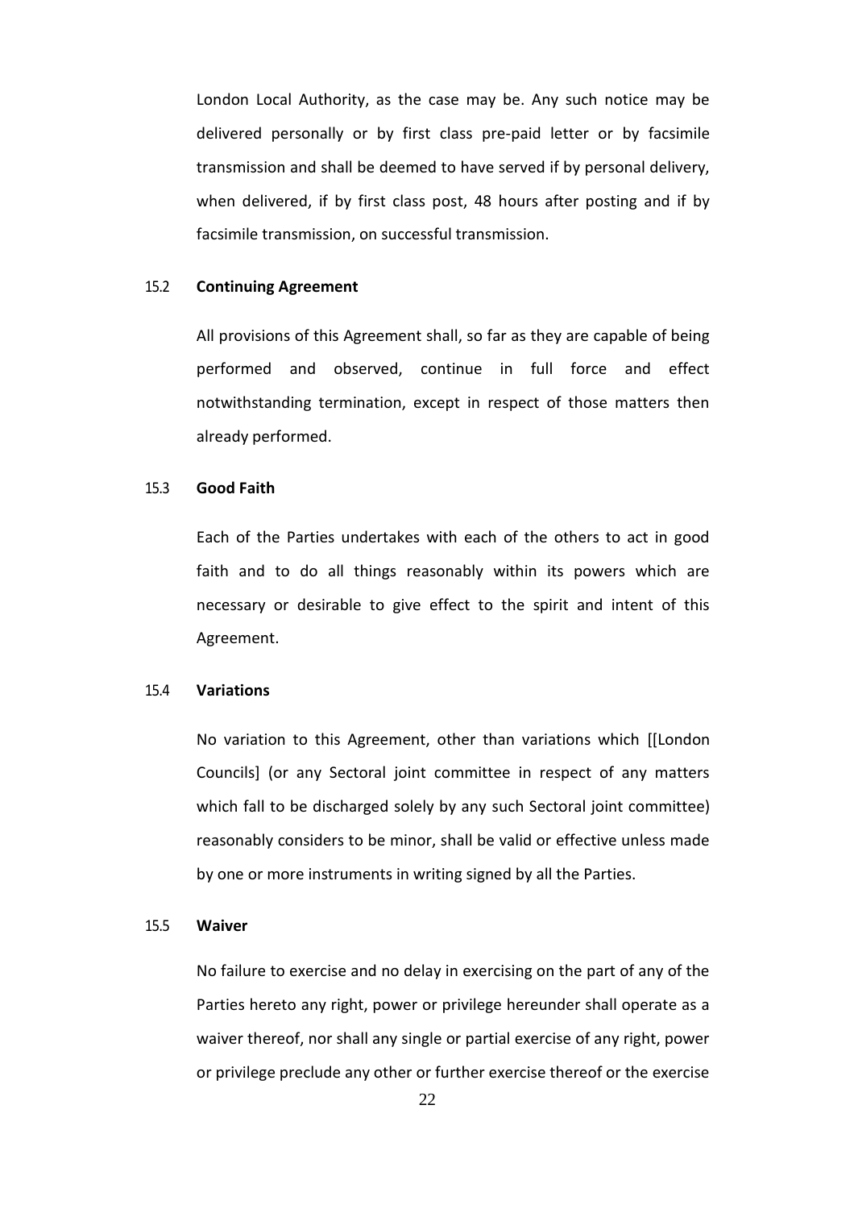London Local Authority, as the case may be. Any such notice may be delivered personally or by first class pre-paid letter or by facsimile transmission and shall be deemed to have served if by personal delivery, when delivered, if by first class post, 48 hours after posting and if by facsimile transmission, on successful transmission.

15.2 **Continuing Agreement**

All provisions of this Agreement shall, so far as they are capable of being performed and observed, continue in full force and effect notwithstanding termination, except in respect of those matters then already performed.

15.3 **Good Faith**

Each of the Parties undertakes with each of the others to act in good faith and to do all things reasonably within its powers which are necessary or desirable to give effect to the spirit and intent of this Agreement.

15.4 **Variations**

No variation to this Agreement, other than variations which [[London Councils] (or any Sectoral joint committee in respect of any matters which fall to be discharged solely by any such Sectoral joint committee) reasonably considers to be minor, shall be valid or effective unless made by one or more instruments in writing signed by all the Parties.

15.5 **Waiver**

No failure to exercise and no delay in exercising on the part of any of the Parties hereto any right, power or privilege hereunder shall operate as a waiver thereof, nor shall any single or partial exercise of any right, power or privilege preclude any other or further exercise thereof or the exercise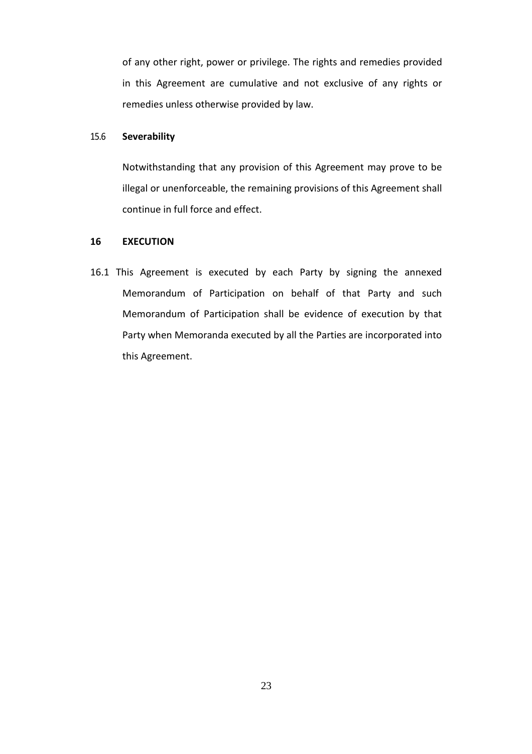of any other right, power or privilege. The rights and remedies provided in this Agreement are cumulative and not exclusive of any rights or remedies unless otherwise provided by law.

15.6 **Severability**

Notwithstanding that any provision of this Agreement may prove to be illegal or unenforceable, the remaining provisions of this Agreement shall continue in full force and effect.

## 16 EXECUTION

16.1 This Agreement is executed by each Party by signing the annexed Memorandum of Participation on behalf of that Party and such Memorandum of Participation shall be evidence of execution by that Party when Memoranda executed by all the Parties are incorporated into this Agreement.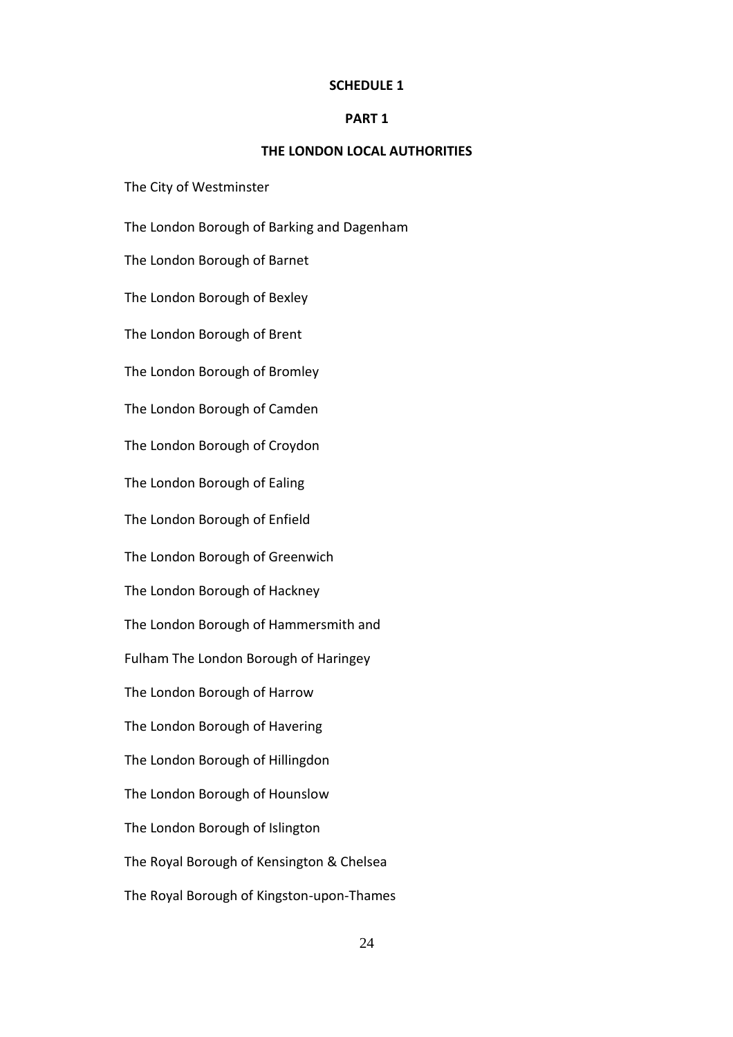**SCHEDULE 1**

**PART 1**

**THE LONDON LOCAL AUTHORITIES**

The City of Westminster

The London Borough of Barking and Dagenham

The London Borough of Barnet

The London Borough of Bexley

The London Borough of Brent

The London Borough of Bromley

The London Borough of Camden

The London Borough of Croydon

The London Borough of Ealing

The London Borough of Enfield

The London Borough of Greenwich

The London Borough of Hackney

The London Borough of Hammersmith and

Fulham The London Borough of Haringey

The London Borough of Harrow

The London Borough of Havering

The London Borough of Hillingdon

The London Borough of Hounslow

The London Borough of Islington

The Royal Borough of Kensington & Chelsea

The Royal Borough of Kingston-upon-Thames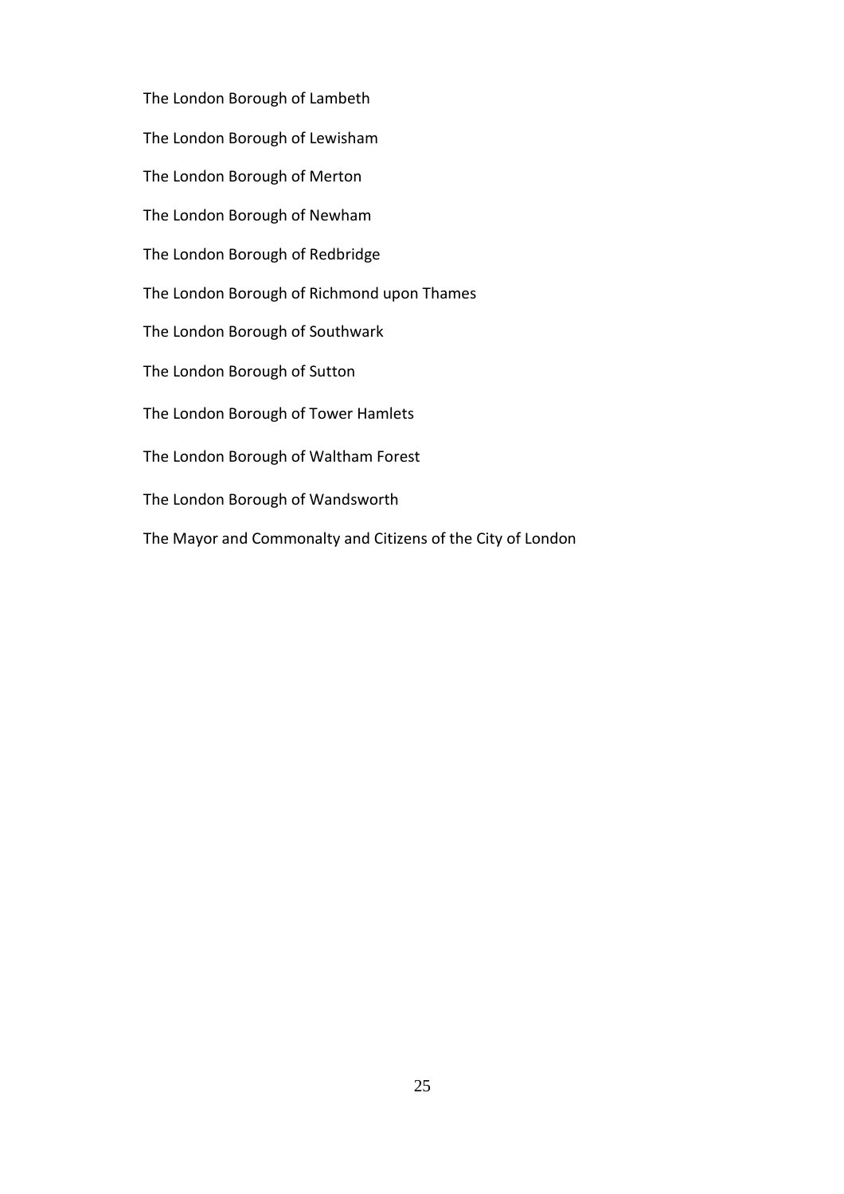The London Borough of Lambeth

The London Borough of Lewisham

The London Borough of Merton

The London Borough of Newham

The London Borough of Redbridge

The London Borough of Richmond upon Thames

The London Borough of Southwark

The London Borough of Sutton

The London Borough of Tower Hamlets

The London Borough of Waltham Forest

The London Borough of Wandsworth

The Mayor and Commonalty and Citizens of the City of London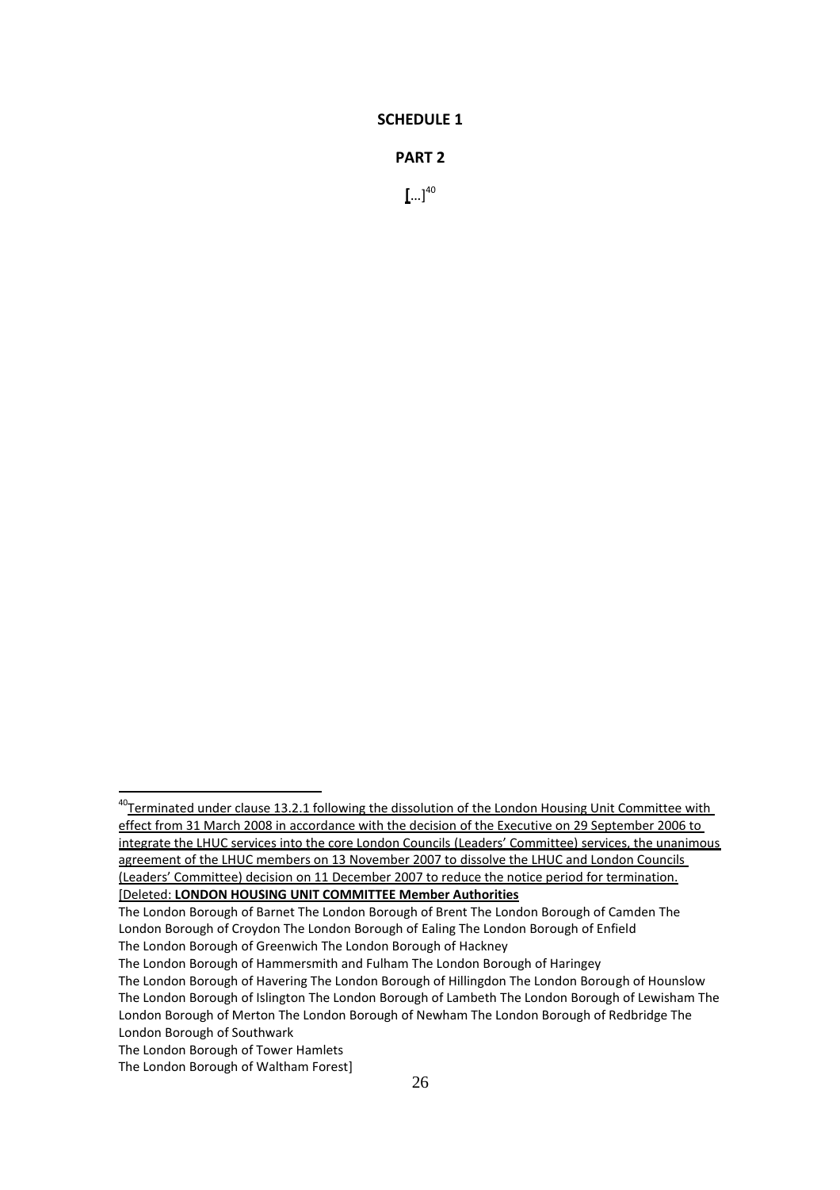**SCHEDULE 1**

**PART 2**

[...][40]

---

[40] Terminated under clause 13.2.1 following the dissolution of the London Housing Unit Committee with effect from 31 March 2008 in accordance with the decision of the Executive on 29 September 2006 to integrate the LHUC services into the core London Councils (Leaders' Committee) services, the unanimous agreement of the LHUC members on 13 November 2007 to dissolve the LHUC and London Councils (Leaders' Committee) decision on 11 December 2007 to reduce the notice period for termination.
[Deleted: **LONDON HOUSING UNIT COMMITTEE Member Authorities**

The London Borough of Barnet The London Borough of Brent The London Borough of Camden The London Borough of Croydon The London Borough of Ealing The London Borough of Enfield
The London Borough of Greenwich The London Borough of Hackney
The London Borough of Hammersmith and Fulham The London Borough of Haringey
The London Borough of Havering The London Borough of Hillingdon The London Borough of Hounslow
The London Borough of Islington The London Borough of Lambeth The London Borough of Lewisham The London Borough of Merton The London Borough of Newham The London Borough of Redbridge The London Borough of Southwark
The London Borough of Tower Hamlets
The London Borough of Waltham Forest]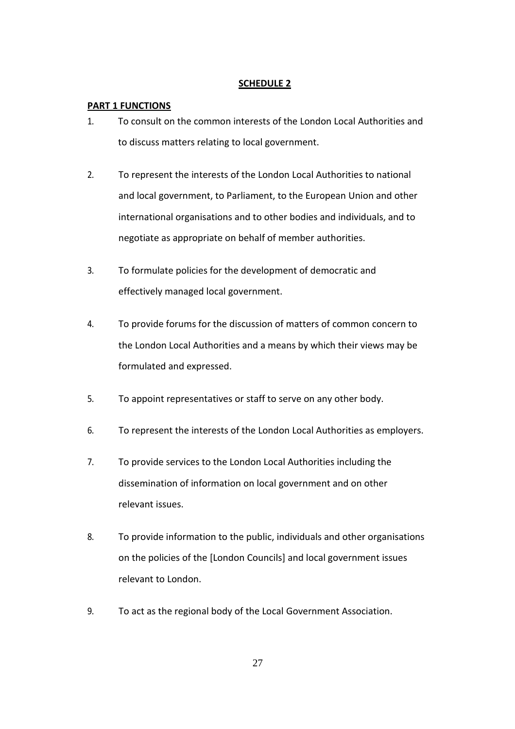**SCHEDULE 2**

**PART 1 FUNCTIONS**

1. To consult on the common interests of the London Local Authorities and to discuss matters relating to local government.

2. To represent the interests of the London Local Authorities to national and local government, to Parliament, to the European Union and other international organisations and to other bodies and individuals, and to negotiate as appropriate on behalf of member authorities.

3. To formulate policies for the development of democratic and effectively managed local government.

4. To provide forums for the discussion of matters of common concern to the London Local Authorities and a means by which their views may be formulated and expressed.

5. To appoint representatives or staff to serve on any other body.

6. To represent the interests of the London Local Authorities as employers.

7. To provide services to the London Local Authorities including the dissemination of information on local government and on other relevant issues.

8. To provide information to the public, individuals and other organisations on the policies of the [London Councils] and local government issues relevant to London.

9. To act as the regional body of the Local Government Association.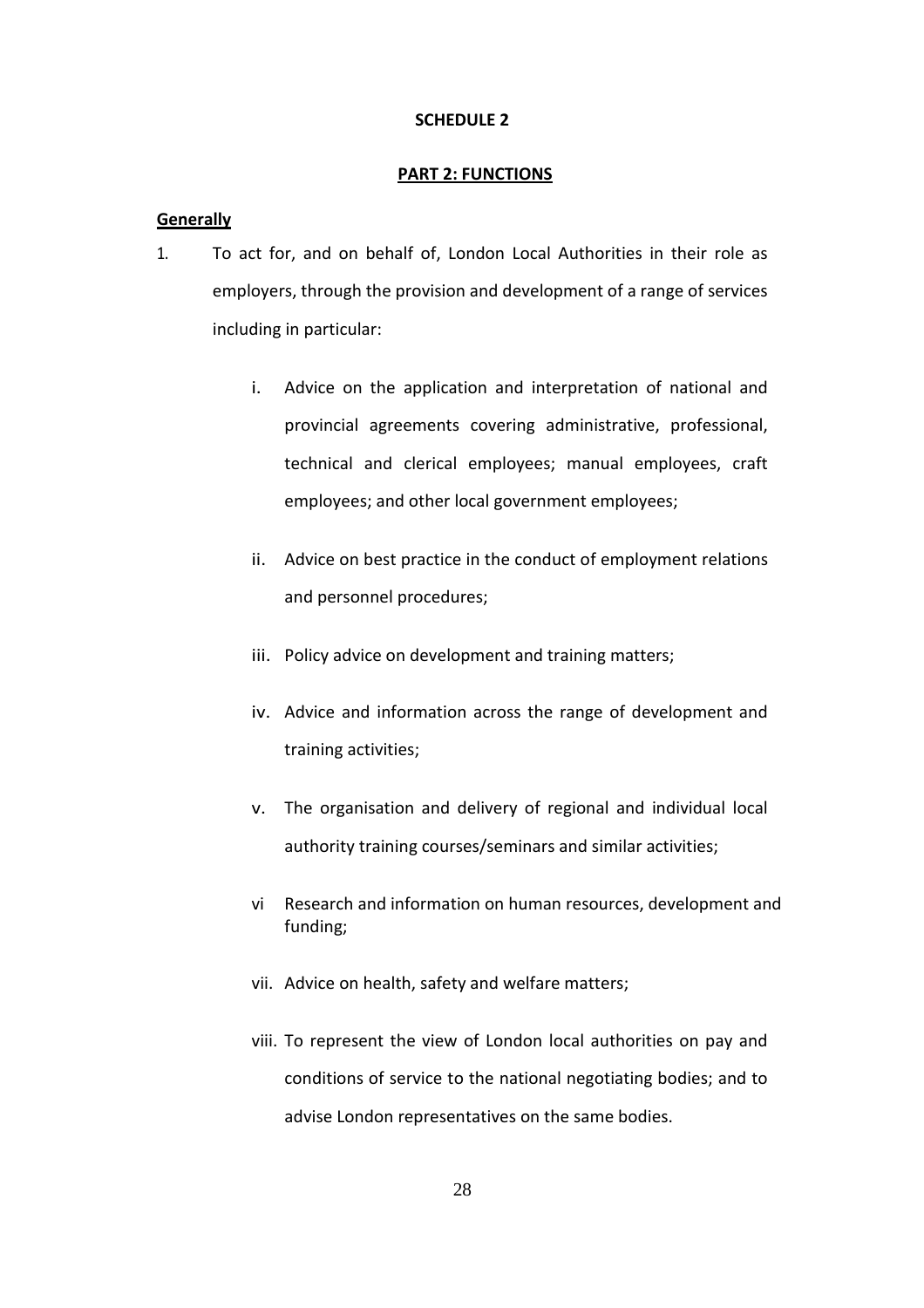**SCHEDULE 2**

**PART 2: FUNCTIONS**

**Generally**

1. To act for, and on behalf of, London Local Authorities in their role as employers, through the provision and development of a range of services including in particular:

    i. Advice on the application and interpretation of national and provincial agreements covering administrative, professional, technical and clerical employees; manual employees, craft employees; and other local government employees;

    ii. Advice on best practice in the conduct of employment relations and personnel procedures;

    iii. Policy advice on development and training matters;

    iv. Advice and information across the range of development and training activities;

    v. The organisation and delivery of regional and individual local authority training courses/seminars and similar activities;

    vi Research and information on human resources, development and funding;

    vii. Advice on health, safety and welfare matters;

    viii. To represent the view of London local authorities on pay and conditions of service to the national negotiating bodies; and to advise London representatives on the same bodies.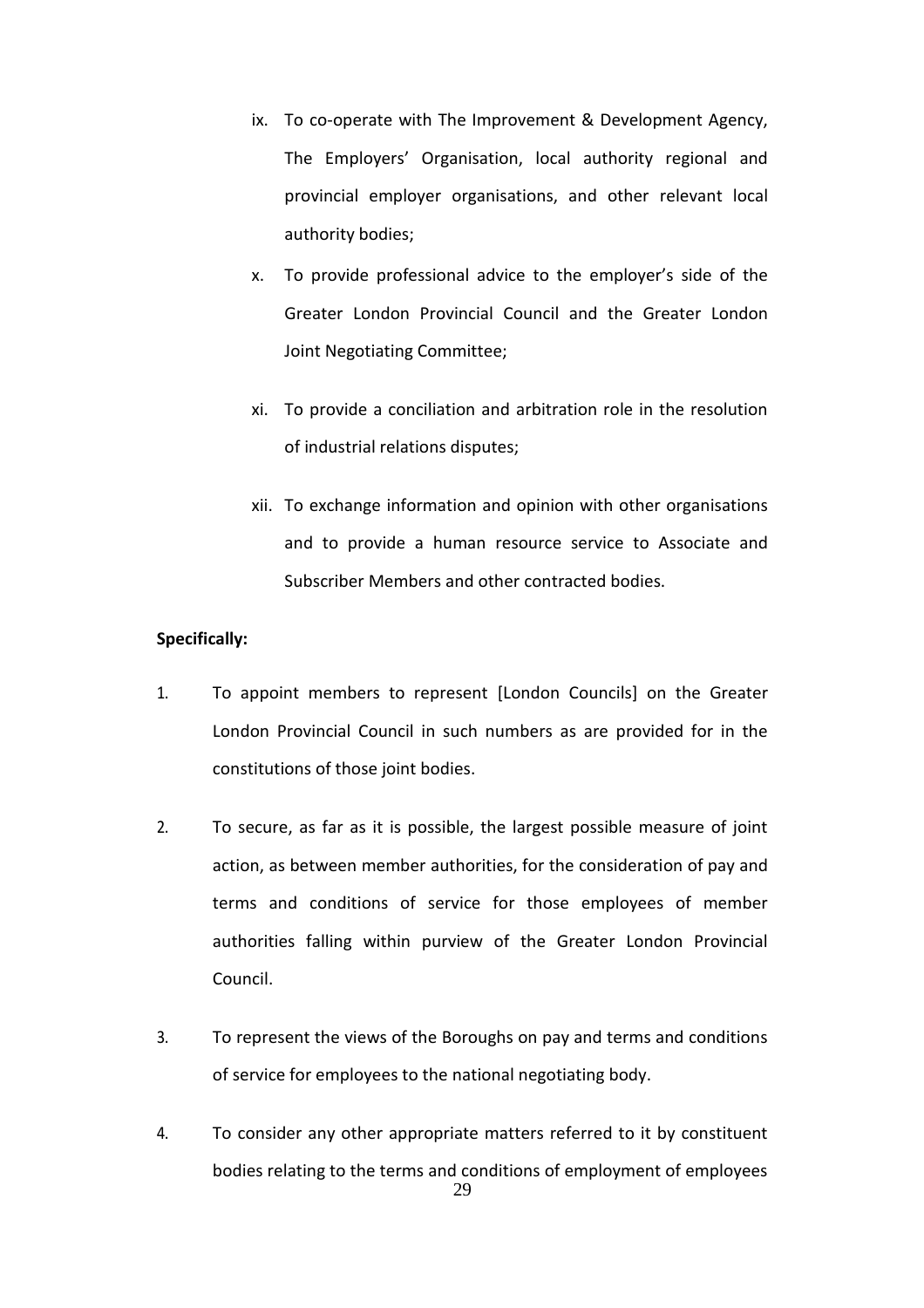ix. To co-operate with The Improvement & Development Agency, The Employers' Organisation, local authority regional and provincial employer organisations, and other relevant local authority bodies;

x. To provide professional advice to the employer's side of the Greater London Provincial Council and the Greater London Joint Negotiating Committee;

xi. To provide a conciliation and arbitration role in the resolution of industrial relations disputes;

xii. To exchange information and opinion with other organisations and to provide a human resource service to Associate and Subscriber Members and other contracted bodies.

**Specifically:**

1. To appoint members to represent [London Councils] on the Greater London Provincial Council in such numbers as are provided for in the constitutions of those joint bodies.

2. To secure, as far as it is possible, the largest possible measure of joint action, as between member authorities, for the consideration of pay and terms and conditions of service for those employees of member authorities falling within purview of the Greater London Provincial Council.

3. To represent the views of the Boroughs on pay and terms and conditions of service for employees to the national negotiating body.

4. To consider any other appropriate matters referred to it by constituent bodies relating to the terms and conditions of employment of employees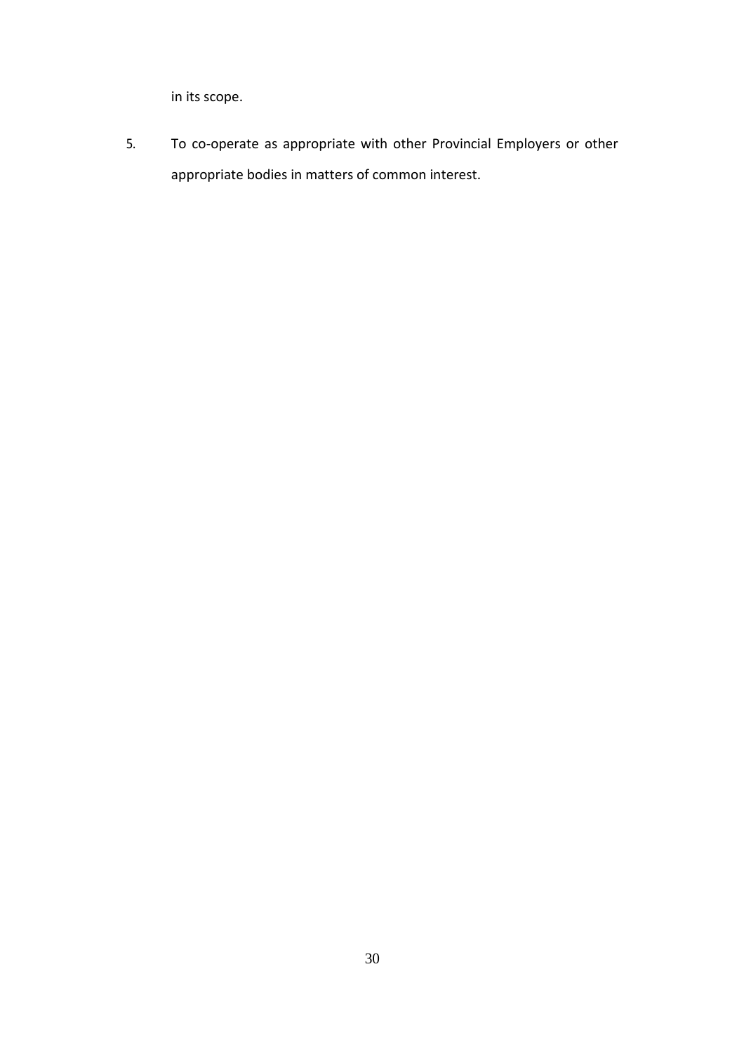in its scope.

5. To co-operate as appropriate with other Provincial Employers or other appropriate bodies in matters of common interest.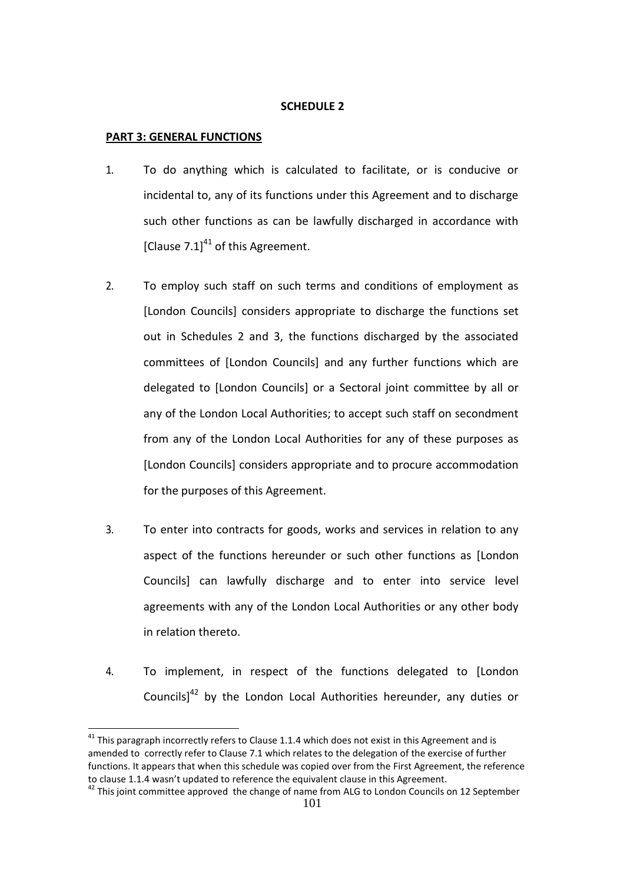**SCHEDULE 2**

**PART 3: GENERAL FUNCTIONS**

1. To do anything which is calculated to facilitate, or is conducive or incidental to, any of its functions under this Agreement and to discharge such other functions as can be lawfully discharged in accordance with [Clause 7.1][41] of this Agreement.

2. To employ such staff on such terms and conditions of employment as [London Councils] considers appropriate to discharge the functions set out in Schedules 2 and 3, the functions discharged by the associated committees of [London Councils] and any further functions which are delegated to [London Councils] or a Sectoral joint committee by all or any of the London Local Authorities; to accept such staff on secondment from any of the London Local Authorities for any of these purposes as [London Councils] considers appropriate and to procure accommodation for the purposes of this Agreement.

3. To enter into contracts for goods, works and services in relation to any aspect of the functions hereunder or such other functions as [London Councils] can lawfully discharge and to enter into service level agreements with any of the London Local Authorities or any other body in relation thereto.

4. To implement, in respect of the functions delegated to [London Councils][42] by the London Local Authorities hereunder, any duties or

[41] This paragraph incorrectly refers to Clause 1.1.4 which does not exist in this Agreement and is amended to correctly refer to Clause 7.1 which relates to the delegation of the exercise of further functions. It appears that when this schedule was copied over from the First Agreement, the reference to clause 1.1.4 wasn't updated to reference the equivalent clause in this Agreement.

[42] This joint committee approved the change of name from ALG to London Councils on 12 September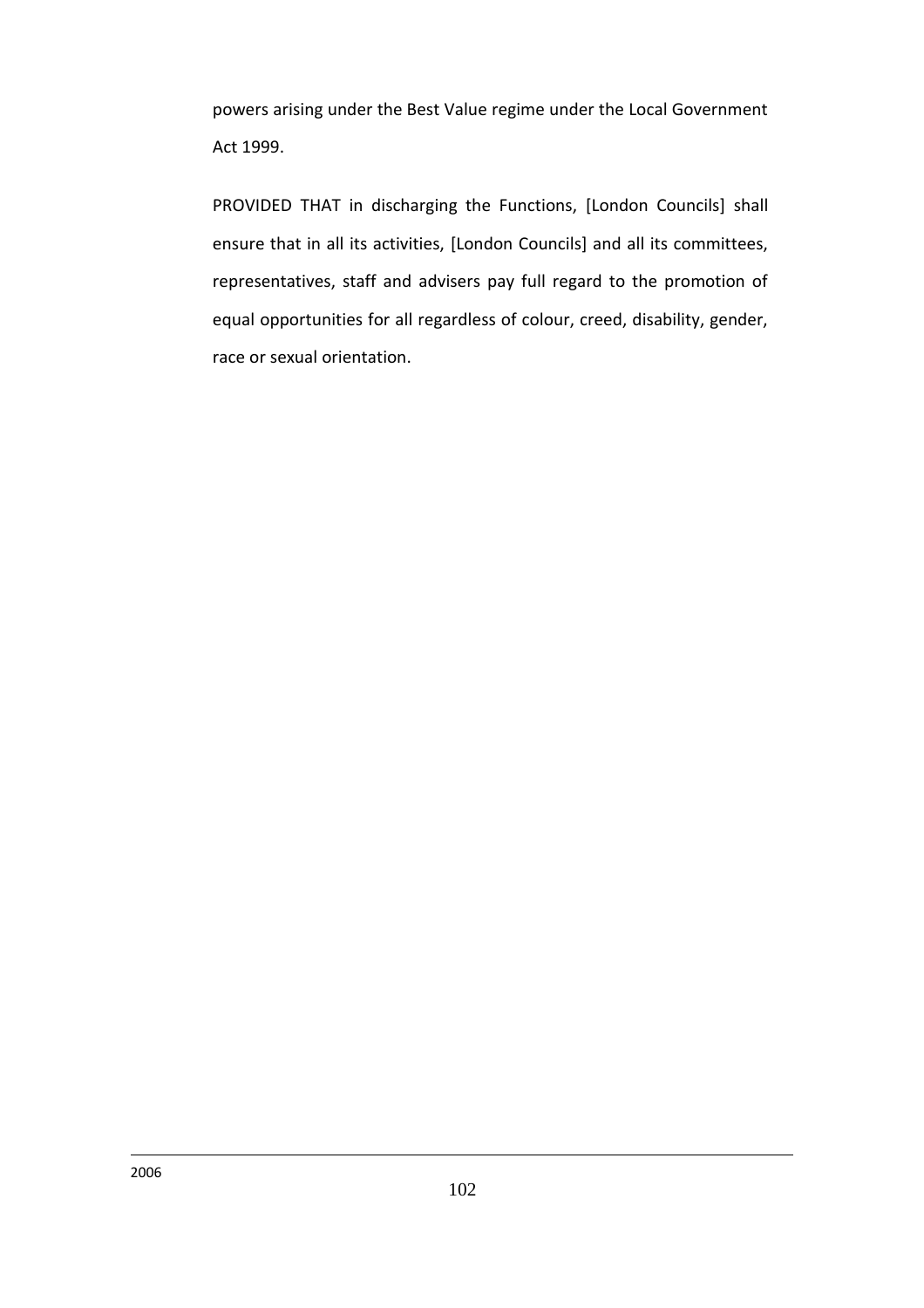powers arising under the Best Value regime under the Local Government Act 1999.

PROVIDED THAT in discharging the Functions, [London Councils] shall ensure that in all its activities, [London Councils] and all its committees, representatives, staff and advisers pay full regard to the promotion of equal opportunities for all regardless of colour, creed, disability, gender, race or sexual orientation.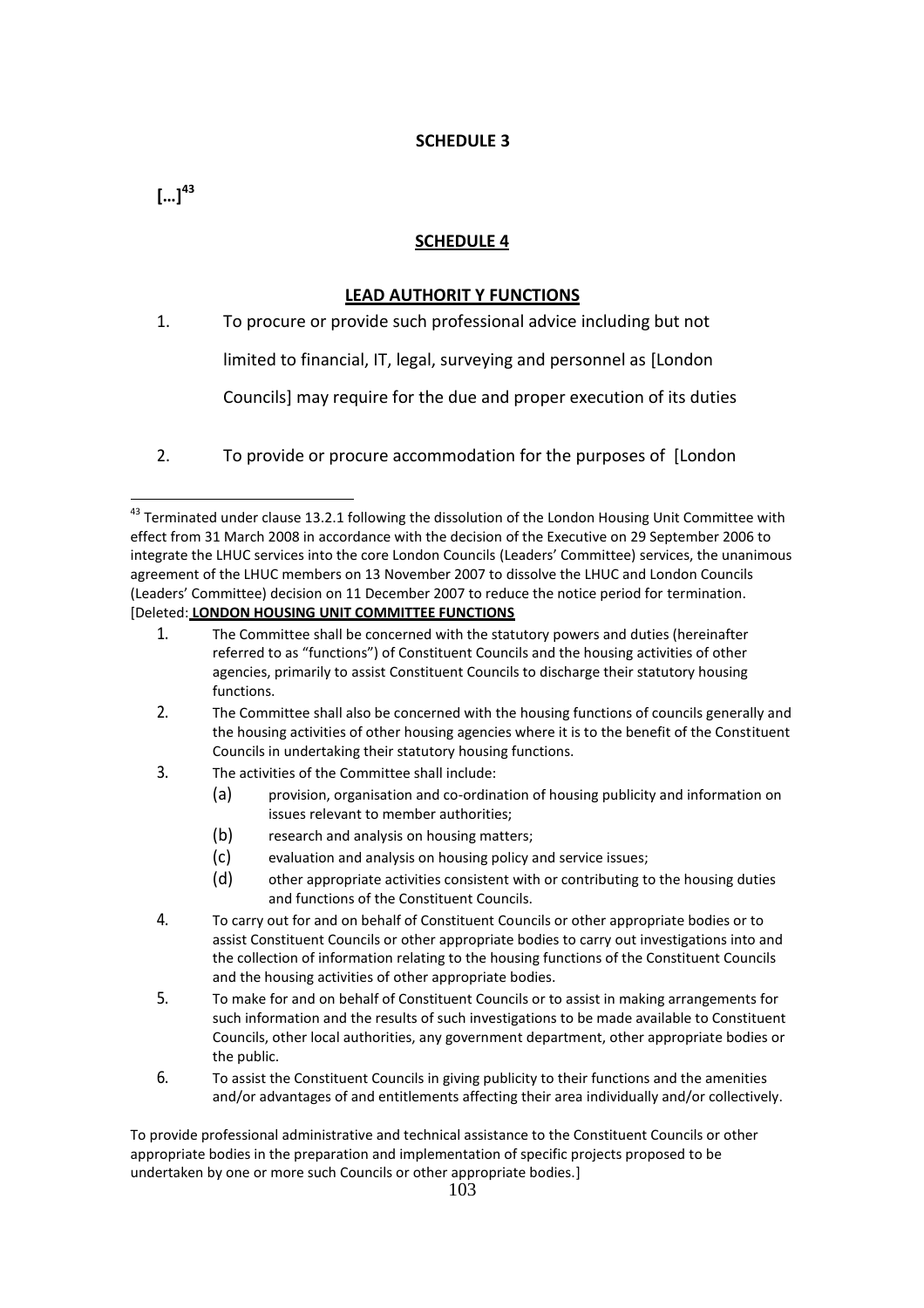## SCHEDULE 3

**[…][43]**

## SCHEDULE 4

### LEAD AUTHORIT Y FUNCTIONS

1. To procure or provide such professional advice including but not limited to financial, IT, legal, surveying and personnel as [London Councils] may require for the due and proper execution of its duties

2. To provide or procure accommodation for the purposes of [London

---

[43] Terminated under clause 13.2.1 following the dissolution of the London Housing Unit Committee with effect from 31 March 2008 in accordance with the decision of the Executive on 29 September 2006 to integrate the LHUC services into the core London Councils (Leaders' Committee) services, the unanimous agreement of the LHUC members on 13 November 2007 to dissolve the LHUC and London Councils (Leaders' Committee) decision on 11 December 2007 to reduce the notice period for termination. [Deleted: **LONDON HOUSING UNIT COMMITTEE FUNCTIONS**

1. The Committee shall be concerned with the statutory powers and duties (hereinafter referred to as "functions") of Constituent Councils and the housing activities of other agencies, primarily to assist Constituent Councils to discharge their statutory housing functions.
2. The Committee shall also be concerned with the housing functions of councils generally and the housing activities of other housing agencies where it is to the benefit of the Constituent Councils in undertaking their statutory housing functions.
3. The activities of the Committee shall include:
   (a) provision, organisation and co-ordination of housing publicity and information on issues relevant to member authorities;
   (b) research and analysis on housing matters;
   (c) evaluation and analysis on housing policy and service issues;
   (d) other appropriate activities consistent with or contributing to the housing duties and functions of the Constituent Councils.
4. To carry out for and on behalf of Constituent Councils or other appropriate bodies or to assist Constituent Councils or other appropriate bodies to carry out investigations into and the collection of information relating to the housing functions of the Constituent Councils and the housing activities of other appropriate bodies.
5. To make for and on behalf of Constituent Councils or to assist in making arrangements for such information and the results of such investigations to be made available to Constituent Councils, other local authorities, any government department, other appropriate bodies or the public.
6. To assist the Constituent Councils in giving publicity to their functions and the amenities and/or advantages of and entitlements affecting their area individually and/or collectively.

To provide professional administrative and technical assistance to the Constituent Councils or other appropriate bodies in the preparation and implementation of specific projects proposed to be undertaken by one or more such Councils or other appropriate bodies.]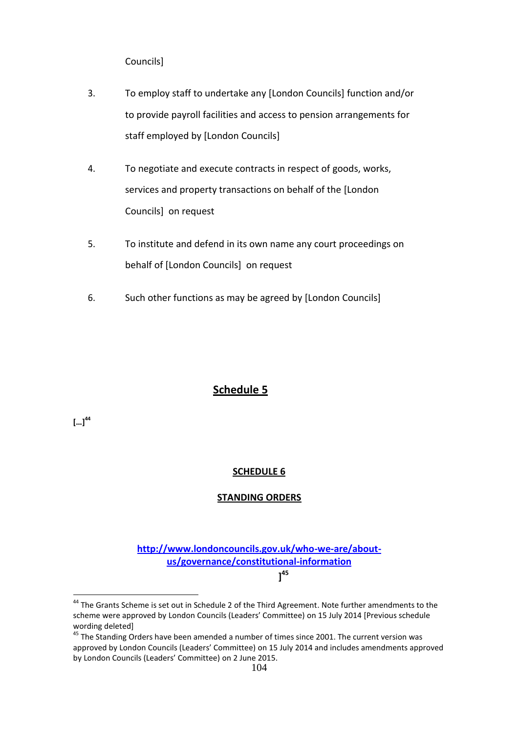Councils]

3. To employ staff to undertake any [London Councils] function and/or to provide payroll facilities and access to pension arrangements for staff employed by [London Councils]

4. To negotiate and execute contracts in respect of goods, works, services and property transactions on behalf of the [London Councils] on request

5. To institute and defend in its own name any court proceedings on behalf of [London Councils] on request

6. Such other functions as may be agreed by [London Councils]

## Schedule 5

**[…][44]**

## SCHEDULE 6

## STANDING ORDERS

**http://www.londoncouncils.gov.uk/who-we-are/about-us/governance/constitutional-information**

**][45]**

---

[44] The Grants Scheme is set out in Schedule 2 of the Third Agreement. Note further amendments to the scheme were approved by London Councils (Leaders' Committee) on 15 July 2014 [Previous schedule wording deleted]

[45] The Standing Orders have been amended a number of times since 2001. The current version was approved by London Councils (Leaders' Committee) on 15 July 2014 and includes amendments approved by London Councils (Leaders' Committee) on 2 June 2015.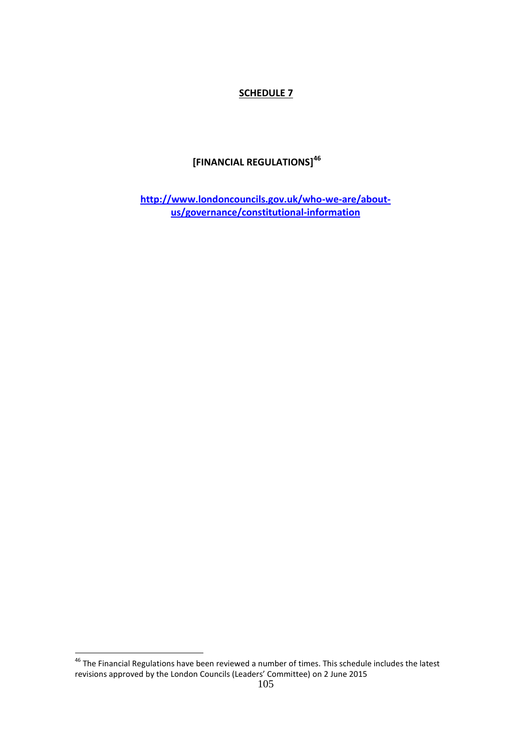## SCHEDULE 7

## [FINANCIAL REGULATIONS][46]

[http://www.londoncouncils.gov.uk/who-we-are/about-us/governance/constitutional-information](http://www.londoncouncils.gov.uk/who-we-are/about-us/governance/constitutional-information)

---

[46] The Financial Regulations have been reviewed a number of times. This schedule includes the latest revisions approved by the London Councils (Leaders' Committee) on 2 June 2015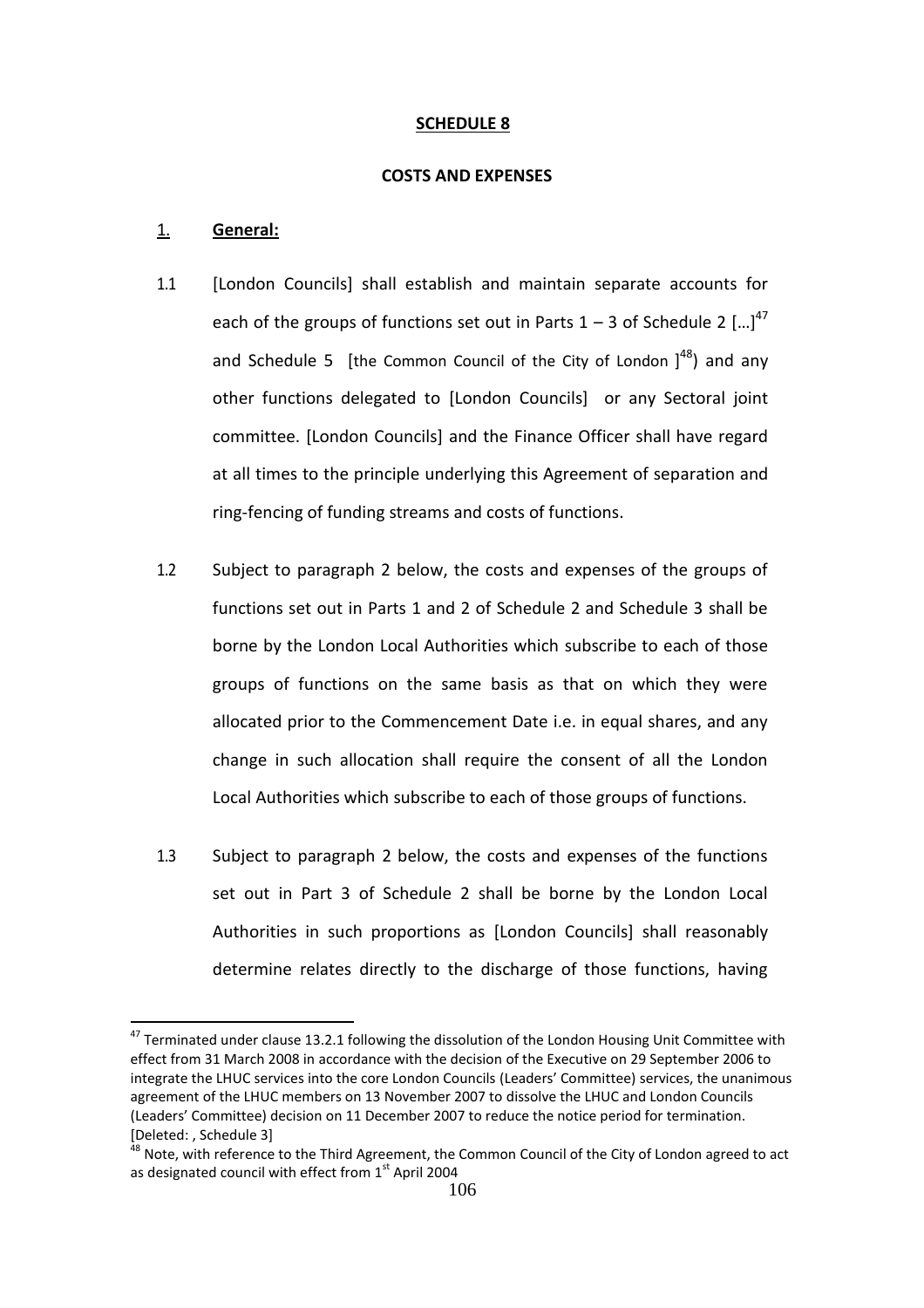## SCHEDULE 8

### COSTS AND EXPENSES

1. **General:**

1.1 [London Councils] shall establish and maintain separate accounts for each of the groups of functions set out in Parts 1 – 3 of Schedule 2 […][47] and Schedule 5 [the Common Council of the City of London ][48]) and any other functions delegated to [London Councils] or any Sectoral joint committee. [London Councils] and the Finance Officer shall have regard at all times to the principle underlying this Agreement of separation and ring-fencing of funding streams and costs of functions.

1.2 Subject to paragraph 2 below, the costs and expenses of the groups of functions set out in Parts 1 and 2 of Schedule 2 and Schedule 3 shall be borne by the London Local Authorities which subscribe to each of those groups of functions on the same basis as that on which they were allocated prior to the Commencement Date i.e. in equal shares, and any change in such allocation shall require the consent of all the London Local Authorities which subscribe to each of those groups of functions.

1.3 Subject to paragraph 2 below, the costs and expenses of the functions set out in Part 3 of Schedule 2 shall be borne by the London Local Authorities in such proportions as [London Councils] shall reasonably determine relates directly to the discharge of those functions, having

---

[47] Terminated under clause 13.2.1 following the dissolution of the London Housing Unit Committee with effect from 31 March 2008 in accordance with the decision of the Executive on 29 September 2006 to integrate the LHUC services into the core London Councils (Leaders' Committee) services, the unanimous agreement of the LHUC members on 13 November 2007 to dissolve the LHUC and London Councils (Leaders' Committee) decision on 11 December 2007 to reduce the notice period for termination. [Deleted: , Schedule 3]

[48] Note, with reference to the Third Agreement, the Common Council of the City of London agreed to act as designated council with effect from 1st April 2004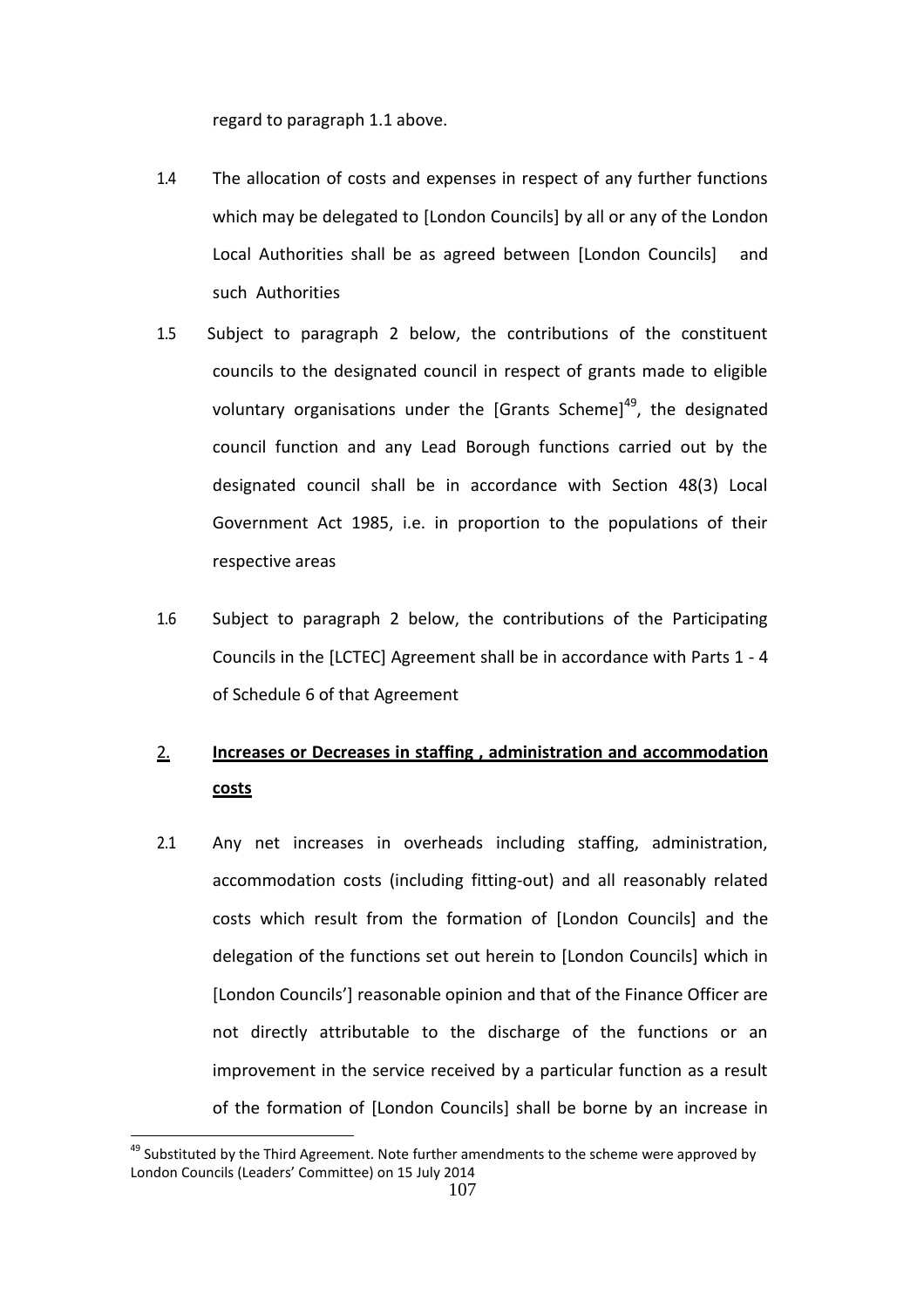regard to paragraph 1.1 above.

1.4 The allocation of costs and expenses in respect of any further functions which may be delegated to [London Councils] by all or any of the London Local Authorities shall be as agreed between [London Councils] and such Authorities

1.5 Subject to paragraph 2 below, the contributions of the constituent councils to the designated council in respect of grants made to eligible voluntary organisations under the [Grants Scheme][49], the designated council function and any Lead Borough functions carried out by the designated council shall be in accordance with Section 48(3) Local Government Act 1985, i.e. in proportion to the populations of their respective areas

1.6 Subject to paragraph 2 below, the contributions of the Participating Councils in the [LCTEC] Agreement shall be in accordance with Parts 1 - 4 of Schedule 6 of that Agreement

## 2. **Increases or Decreases in staffing , administration and accommodation costs**

2.1 Any net increases in overheads including staffing, administration, accommodation costs (including fitting-out) and all reasonably related costs which result from the formation of [London Councils] and the delegation of the functions set out herein to [London Councils] which in [London Councils'] reasonable opinion and that of the Finance Officer are not directly attributable to the discharge of the functions or an improvement in the service received by a particular function as a result of the formation of [London Councils] shall be borne by an increase in

[49] Substituted by the Third Agreement. Note further amendments to the scheme were approved by London Councils (Leaders' Committee) on 15 July 2014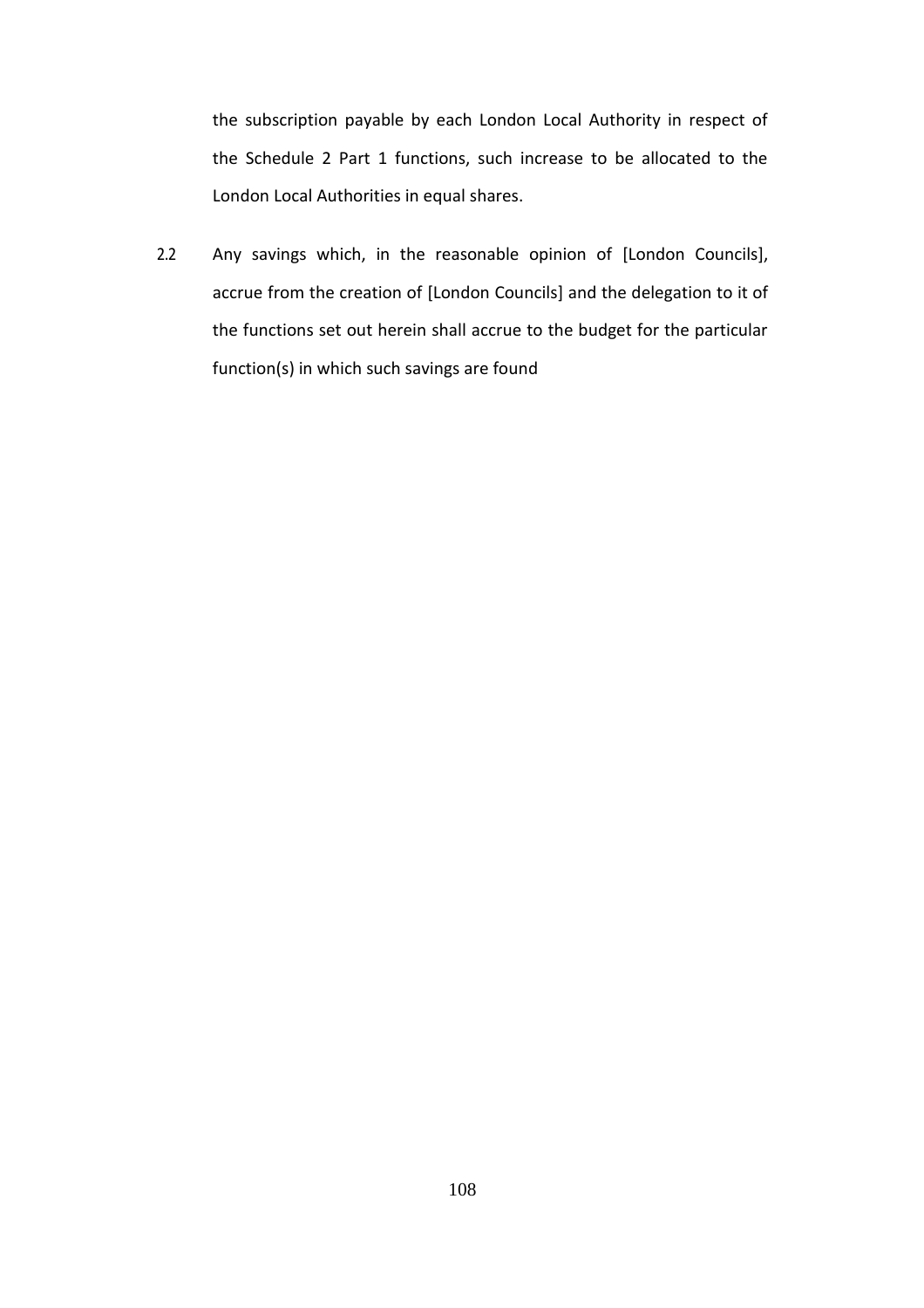the subscription payable by each London Local Authority in respect of the Schedule 2 Part 1 functions, such increase to be allocated to the London Local Authorities in equal shares.

2.2 Any savings which, in the reasonable opinion of [London Councils], accrue from the creation of [London Councils] and the delegation to it of the functions set out herein shall accrue to the budget for the particular function(s) in which such savings are found